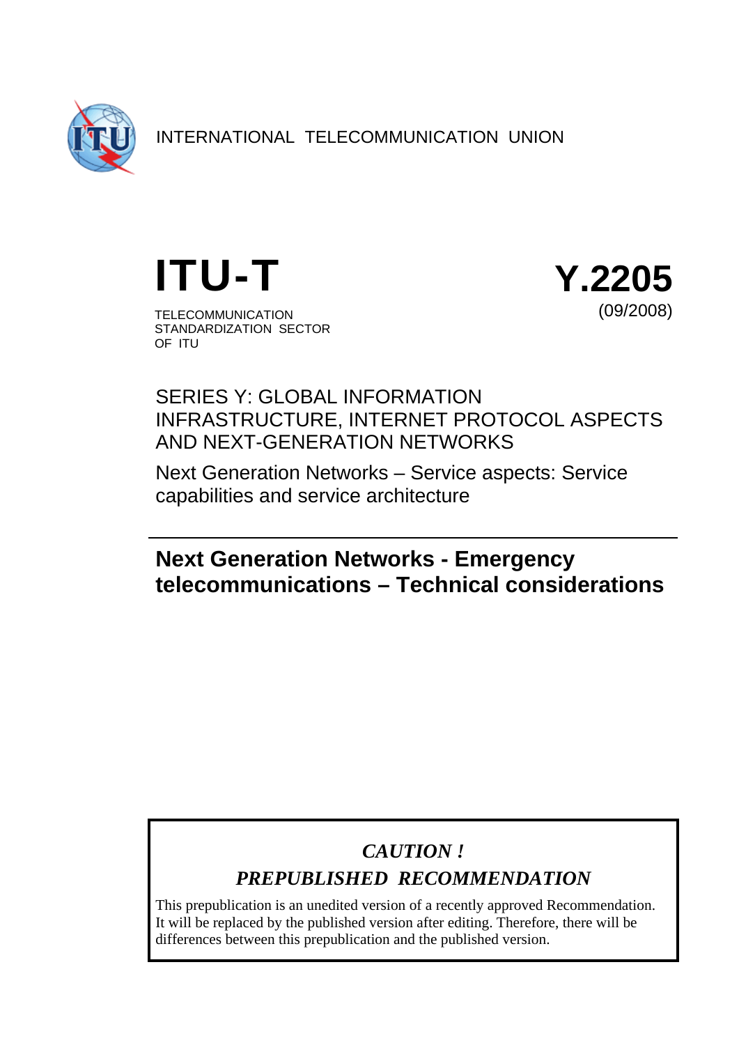INTERNATIONAL TELECOMMUNICATION UNION

# ITU-T

TELECOMMUNICATION STANDARDIZATION SECTOR OF ITU

# Y.2205

(09/2008)

SERIES Y: GLOBAL INFORMATION INFRASTRUCTURE, INTERNET PROTOCOL ASPECTS AND NEXT-GENERATION NETWORKS

Next Generation Networks – Service aspects: Service capabilities and service architecture

## Next Generation Networks - Emergency telecommunications – Technical considerations

***CAUTION !***

***PREPUBLISHED RECOMMENDATION***

This prepublication is an unedited version of a recently approved Recommendation. It will be replaced by the published version after editing. Therefore, there will be differences between this prepublication and the published version.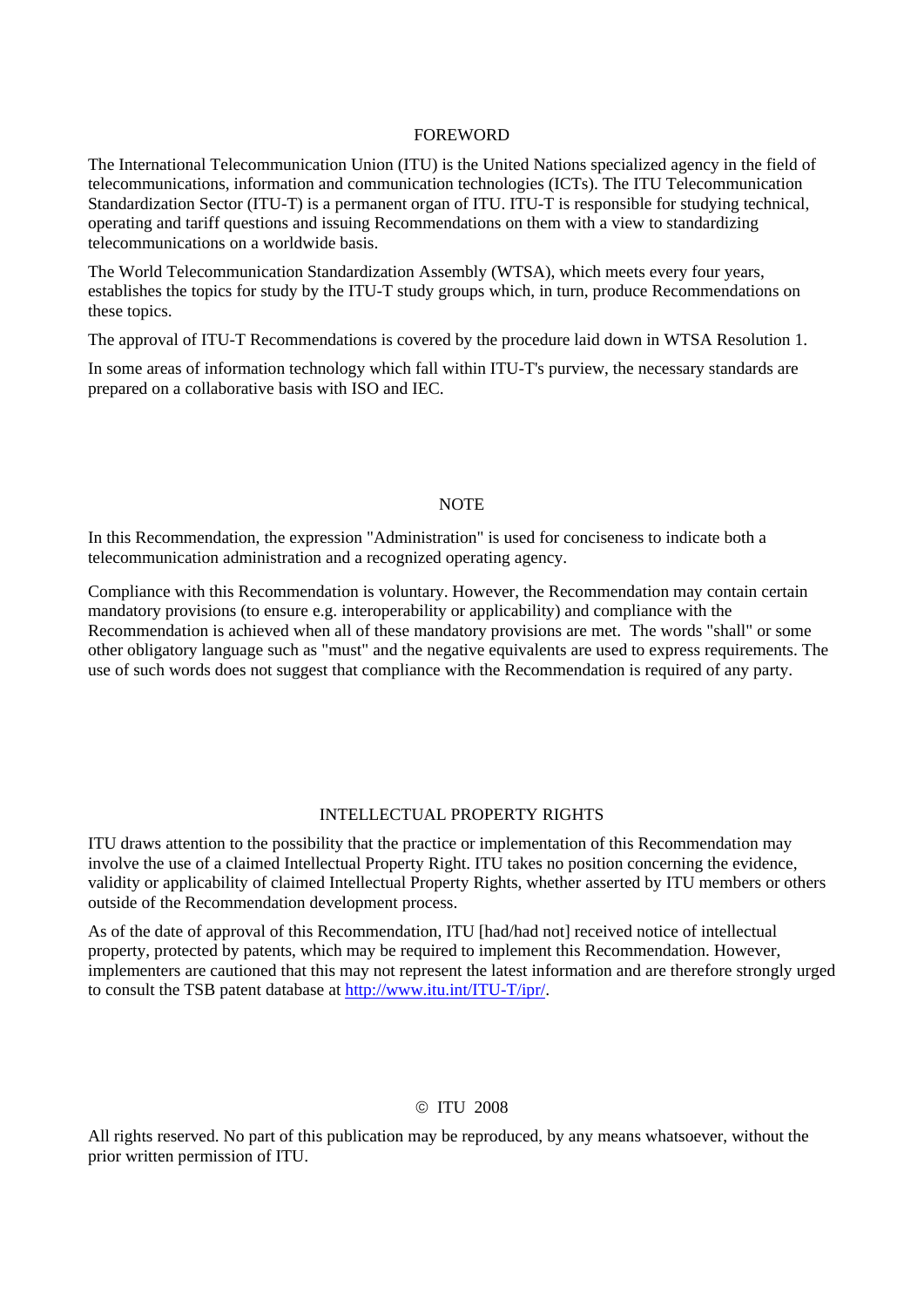## FOREWORD

The International Telecommunication Union (ITU) is the United Nations specialized agency in the field of telecommunications, information and communication technologies (ICTs). The ITU Telecommunication Standardization Sector (ITU-T) is a permanent organ of ITU. ITU-T is responsible for studying technical, operating and tariff questions and issuing Recommendations on them with a view to standardizing telecommunications on a worldwide basis.

The World Telecommunication Standardization Assembly (WTSA), which meets every four years, establishes the topics for study by the ITU-T study groups which, in turn, produce Recommendations on these topics.

The approval of ITU-T Recommendations is covered by the procedure laid down in WTSA Resolution 1.

In some areas of information technology which fall within ITU-T's purview, the necessary standards are prepared on a collaborative basis with ISO and IEC.

## NOTE

In this Recommendation, the expression "Administration" is used for conciseness to indicate both a telecommunication administration and a recognized operating agency.

Compliance with this Recommendation is voluntary. However, the Recommendation may contain certain mandatory provisions (to ensure e.g. interoperability or applicability) and compliance with the Recommendation is achieved when all of these mandatory provisions are met. The words "shall" or some other obligatory language such as "must" and the negative equivalents are used to express requirements. The use of such words does not suggest that compliance with the Recommendation is required of any party.

## INTELLECTUAL PROPERTY RIGHTS

ITU draws attention to the possibility that the practice or implementation of this Recommendation may involve the use of a claimed Intellectual Property Right. ITU takes no position concerning the evidence, validity or applicability of claimed Intellectual Property Rights, whether asserted by ITU members or others outside of the Recommendation development process.

As of the date of approval of this Recommendation, ITU [had/had not] received notice of intellectual property, protected by patents, which may be required to implement this Recommendation. However, implementers are cautioned that this may not represent the latest information and are therefore strongly urged to consult the TSB patent database at http://www.itu.int/ITU-T/ipr/.

© ITU 2008

All rights reserved. No part of this publication may be reproduced, by any means whatsoever, without the prior written permission of ITU.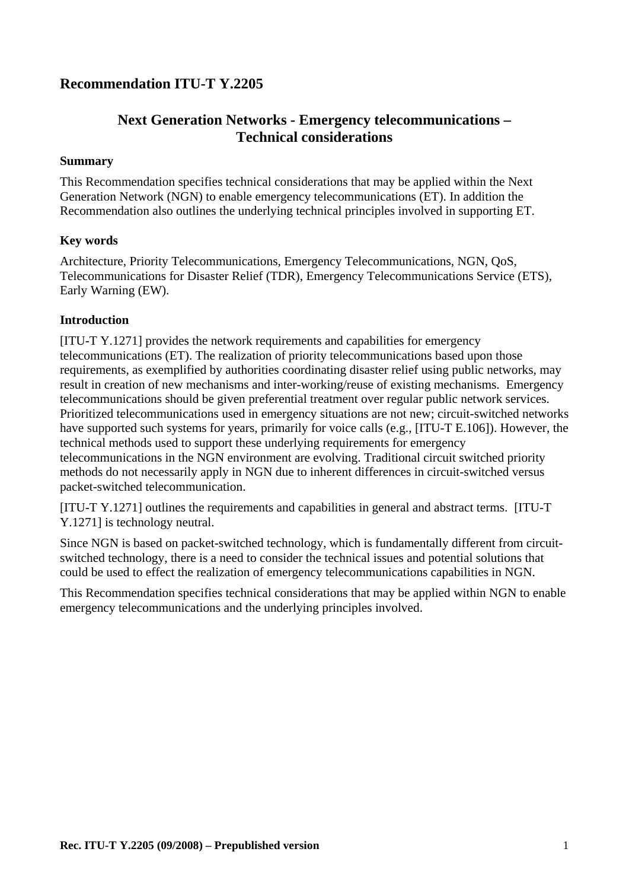# Recommendation ITU-T Y.2205

## Next Generation Networks - Emergency telecommunications – Technical considerations

### Summary

This Recommendation specifies technical considerations that may be applied within the Next Generation Network (NGN) to enable emergency telecommunications (ET). In addition the Recommendation also outlines the underlying technical principles involved in supporting ET.

### Key words

Architecture, Priority Telecommunications, Emergency Telecommunications, NGN, QoS, Telecommunications for Disaster Relief (TDR), Emergency Telecommunications Service (ETS), Early Warning (EW).

### Introduction

[ITU-T Y.1271] provides the network requirements and capabilities for emergency telecommunications (ET). The realization of priority telecommunications based upon those requirements, as exemplified by authorities coordinating disaster relief using public networks, may result in creation of new mechanisms and inter-working/reuse of existing mechanisms. Emergency telecommunications should be given preferential treatment over regular public network services. Prioritized telecommunications used in emergency situations are not new; circuit-switched networks have supported such systems for years, primarily for voice calls (e.g., [ITU-T E.106]). However, the technical methods used to support these underlying requirements for emergency telecommunications in the NGN environment are evolving. Traditional circuit switched priority methods do not necessarily apply in NGN due to inherent differences in circuit-switched versus packet-switched telecommunication.

[ITU-T Y.1271] outlines the requirements and capabilities in general and abstract terms. [ITU-T Y.1271] is technology neutral.

Since NGN is based on packet-switched technology, which is fundamentally different from circuit-switched technology, there is a need to consider the technical issues and potential solutions that could be used to effect the realization of emergency telecommunications capabilities in NGN.

This Recommendation specifies technical considerations that may be applied within NGN to enable emergency telecommunications and the underlying principles involved.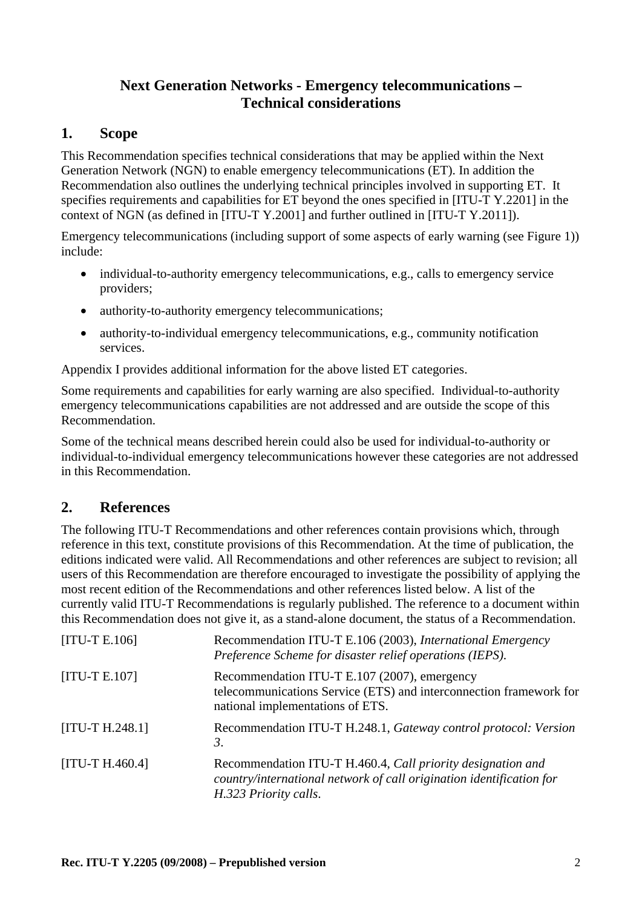## Next Generation Networks - Emergency telecommunications – Technical considerations

## 1. Scope

This Recommendation specifies technical considerations that may be applied within the Next Generation Network (NGN) to enable emergency telecommunications (ET). In addition the Recommendation also outlines the underlying technical principles involved in supporting ET. It specifies requirements and capabilities for ET beyond the ones specified in [ITU-T Y.2201] in the context of NGN (as defined in [ITU-T Y.2001] and further outlined in [ITU-T Y.2011]).

Emergency telecommunications (including support of some aspects of early warning (see Figure 1)) include:

- individual-to-authority emergency telecommunications, e.g., calls to emergency service providers;
- authority-to-authority emergency telecommunications;
- authority-to-individual emergency telecommunications, e.g., community notification services.

Appendix I provides additional information for the above listed ET categories.

Some requirements and capabilities for early warning are also specified. Individual-to-authority emergency telecommunications capabilities are not addressed and are outside the scope of this Recommendation.

Some of the technical means described herein could also be used for individual-to-authority or individual-to-individual emergency telecommunications however these categories are not addressed in this Recommendation.

## 2. References

The following ITU-T Recommendations and other references contain provisions which, through reference in this text, constitute provisions of this Recommendation. At the time of publication, the editions indicated were valid. All Recommendations and other references are subject to revision; all users of this Recommendation are therefore encouraged to investigate the possibility of applying the most recent edition of the Recommendations and other references listed below. A list of the currently valid ITU-T Recommendations is regularly published. The reference to a document within this Recommendation does not give it, as a stand-alone document, the status of a Recommendation.

| | |
|---|---|
| [ITU-T E.106] | Recommendation ITU-T E.106 (2003), *International Emergency Preference Scheme for disaster relief operations (IEPS).* |
| [ITU-T E.107] | Recommendation ITU-T E.107 (2007), emergency telecommunications Service (ETS) and interconnection framework for national implementations of ETS. |
| [ITU-T H.248.1] | Recommendation ITU-T H.248.1, *Gateway control protocol: Version 3*. |
| [ITU-T H.460.4] | Recommendation ITU-T H.460.4, *Call priority designation and country/international network of call origination identification for H.323 Priority calls*. |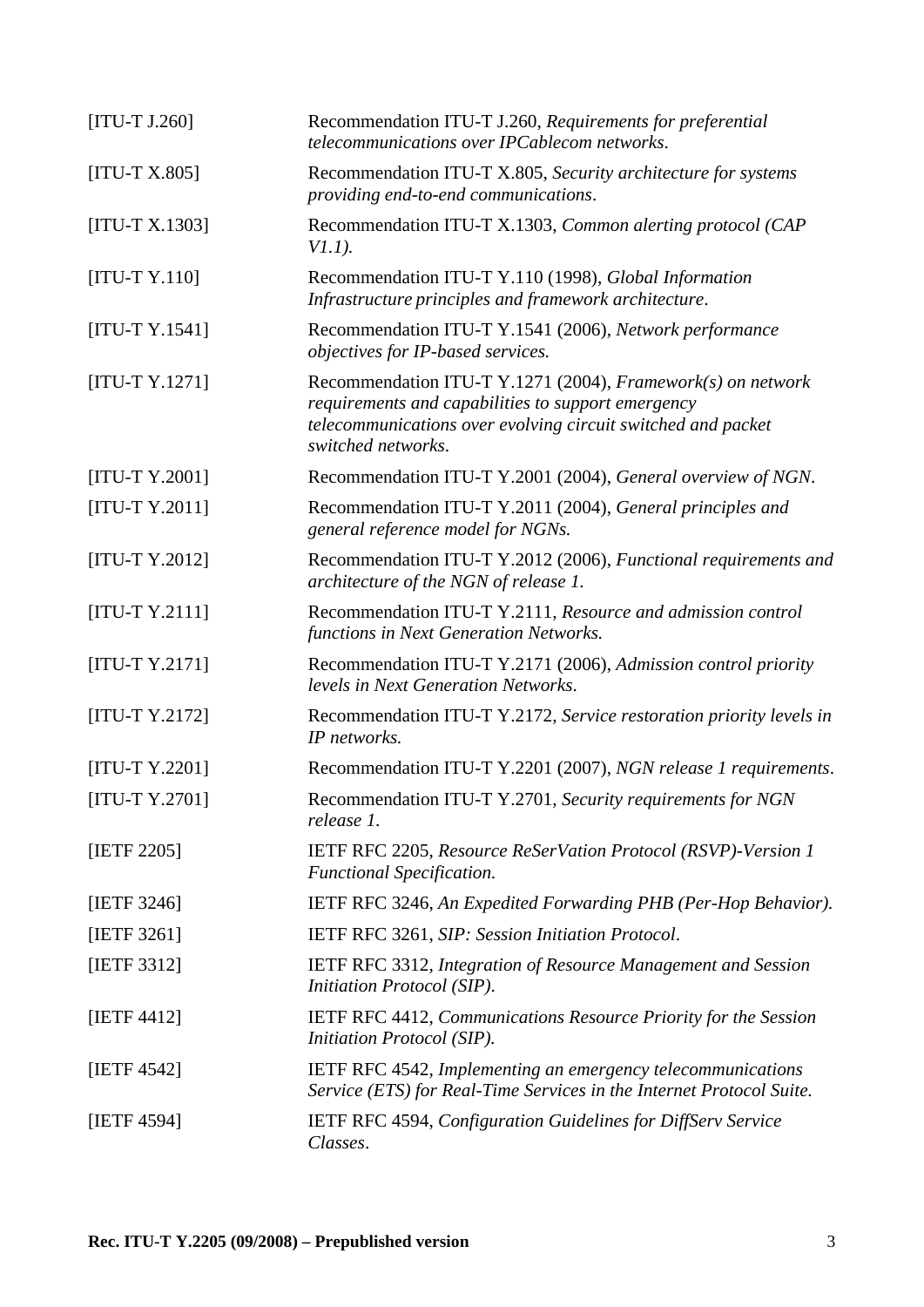[ITU-T J.260] Recommendation ITU-T J.260, *Requirements for preferential telecommunications over IPCablecom networks*.

[ITU-T X.805] Recommendation ITU-T X.805, *Security architecture for systems providing end-to-end communications*.

[ITU-T X.1303] Recommendation ITU-T X.1303, *Common alerting protocol (CAP V1.1).*

[ITU-T Y.110] Recommendation ITU-T Y.110 (1998), *Global Information Infrastructure principles and framework architecture*.

[ITU-T Y.1541] Recommendation ITU-T Y.1541 (2006), *Network performance objectives for IP-based services.*

[ITU-T Y.1271] Recommendation ITU-T Y.1271 (2004), *Framework(s) on network requirements and capabilities to support emergency telecommunications over evolving circuit switched and packet switched networks*.

[ITU-T Y.2001] Recommendation ITU-T Y.2001 (2004), *General overview of NGN*.

[ITU-T Y.2011] Recommendation ITU-T Y.2011 (2004), *General principles and general reference model for NGNs.*

[ITU-T Y.2012] Recommendation ITU-T Y.2012 (2006), *Functional requirements and architecture of the NGN of release 1.*

[ITU-T Y.2111] Recommendation ITU-T Y.2111, *Resource and admission control functions in Next Generation Networks.*

[ITU-T Y.2171] Recommendation ITU-T Y.2171 (2006), *Admission control priority levels in Next Generation Networks*.

[ITU-T Y.2172] Recommendation ITU-T Y.2172, *Service restoration priority levels in IP networks.*

[ITU-T Y.2201] Recommendation ITU-T Y.2201 (2007), *NGN release 1 requirements*.

[ITU-T Y.2701] Recommendation ITU-T Y.2701, *Security requirements for NGN release 1.*

[IETF 2205] IETF RFC 2205, *Resource ReSerVation Protocol (RSVP)-Version 1 Functional Specification.*

[IETF 3246] IETF RFC 3246, *An Expedited Forwarding PHB (Per-Hop Behavior).*

[IETF 3261] IETF RFC 3261, *SIP: Session Initiation Protocol*.

[IETF 3312] IETF RFC 3312, *Integration of Resource Management and Session Initiation Protocol (SIP).*

[IETF 4412] IETF RFC 4412, *Communications Resource Priority for the Session Initiation Protocol (SIP).*

[IETF 4542] IETF RFC 4542, *Implementing an emergency telecommunications Service (ETS) for Real-Time Services in the Internet Protocol Suite.*

[IETF 4594] IETF RFC 4594, *Configuration Guidelines for DiffServ Service Classes*.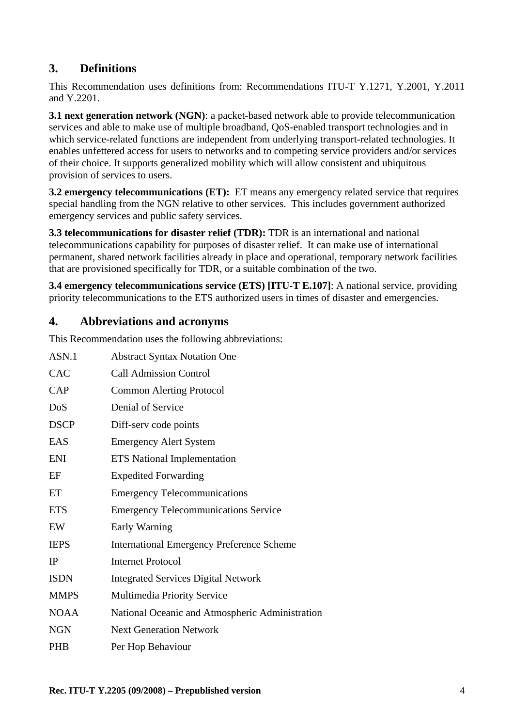## 3. Definitions

This Recommendation uses definitions from: Recommendations ITU-T Y.1271, Y.2001, Y.2011 and Y.2201.

**3.1 next generation network (NGN)**: a packet-based network able to provide telecommunication services and able to make use of multiple broadband, QoS-enabled transport technologies and in which service-related functions are independent from underlying transport-related technologies. It enables unfettered access for users to networks and to competing service providers and/or services of their choice. It supports generalized mobility which will allow consistent and ubiquitous provision of services to users.

**3.2 emergency telecommunications (ET):** ET means any emergency related service that requires special handling from the NGN relative to other services. This includes government authorized emergency services and public safety services.

**3.3 telecommunications for disaster relief (TDR):** TDR is an international and national telecommunications capability for purposes of disaster relief. It can make use of international permanent, shared network facilities already in place and operational, temporary network facilities that are provisioned specifically for TDR, or a suitable combination of the two.

**3.4 emergency telecommunications service (ETS) [ITU-T E.107]**: A national service, providing priority telecommunications to the ETS authorized users in times of disaster and emergencies.

## 4. Abbreviations and acronyms

This Recommendation uses the following abbreviations:

| | |
|---|---|
| ASN.1 | Abstract Syntax Notation One |
| CAC | Call Admission Control |
| CAP | Common Alerting Protocol |
| DoS | Denial of Service |
| DSCP | Diff-serv code points |
| EAS | Emergency Alert System |
| ENI | ETS National Implementation |
| EF | Expedited Forwarding |
| ET | Emergency Telecommunications |
| ETS | Emergency Telecommunications Service |
| EW | Early Warning |
| IEPS | International Emergency Preference Scheme |
| IP | Internet Protocol |
| ISDN | Integrated Services Digital Network |
| MMPS | Multimedia Priority Service |
| NOAA | National Oceanic and Atmospheric Administration |
| NGN | Next Generation Network |
| PHB | Per Hop Behaviour |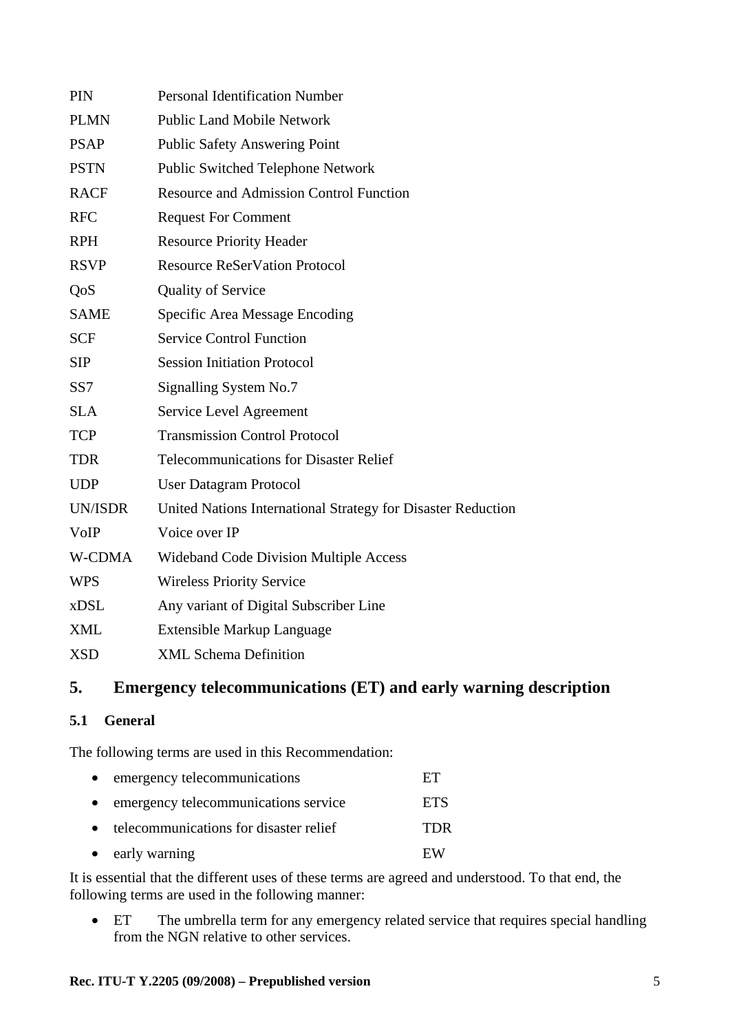| | |
|---|---|
| PIN | Personal Identification Number |
| PLMN | Public Land Mobile Network |
| PSAP | Public Safety Answering Point |
| PSTN | Public Switched Telephone Network |
| RACF | Resource and Admission Control Function |
| RFC | Request For Comment |
| RPH | Resource Priority Header |
| RSVP | Resource ReSerVation Protocol |
| QoS | Quality of Service |
| SAME | Specific Area Message Encoding |
| SCF | Service Control Function |
| SIP | Session Initiation Protocol |
| SS7 | Signalling System No.7 |
| SLA | Service Level Agreement |
| TCP | Transmission Control Protocol |
| TDR | Telecommunications for Disaster Relief |
| UDP | User Datagram Protocol |
| UN/ISDR | United Nations International Strategy for Disaster Reduction |
| VoIP | Voice over IP |
| W-CDMA | Wideband Code Division Multiple Access |
| WPS | Wireless Priority Service |
| xDSL | Any variant of Digital Subscriber Line |
| XML | Extensible Markup Language |
| XSD | XML Schema Definition |

# 5. Emergency telecommunications (ET) and early warning description

## 5.1 General

The following terms are used in this Recommendation:

- emergency telecommunications ET
- emergency telecommunications service ETS
- telecommunications for disaster relief TDR
- early warning EW

It is essential that the different uses of these terms are agreed and understood. To that end, the following terms are used in the following manner:

- ET The umbrella term for any emergency related service that requires special handling from the NGN relative to other services.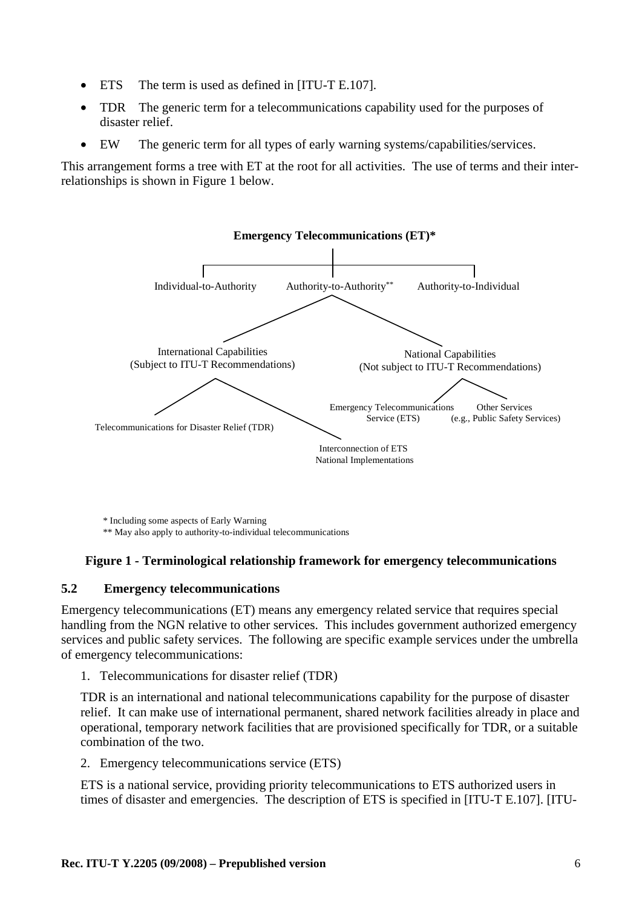- ETS The term is used as defined in [ITU-T E.107].
- TDR The generic term for a telecommunications capability used for the purposes of disaster relief.
- EW The generic term for all types of early warning systems/capabilities/services.

This arrangement forms a tree with ET at the root for all activities. The use of terms and their inter-relationships is shown in Figure 1 below.

Emergency Telecommunications (ET)*

Individual-to-Authority | Authority-to-Authority** | Authority-to-Individual

International Capabilities (Subject to ITU-T Recommendations)

National Capabilities (Not subject to ITU-T Recommendations)

Telecommunications for Disaster Relief (TDR)

Interconnection of ETS National Implementations

Emergency Telecommunications Service (ETS)

Other Services (e.g., Public Safety Services)

\* Including some aspects of Early Warning

\*\* May also apply to authority-to-individual telecommunications

**Figure 1 - Terminological relationship framework for emergency telecommunications**

### 5.2 Emergency telecommunications

Emergency telecommunications (ET) means any emergency related service that requires special handling from the NGN relative to other services. This includes government authorized emergency services and public safety services. The following are specific example services under the umbrella of emergency telecommunications:

1. Telecommunications for disaster relief (TDR)

TDR is an international and national telecommunications capability for the purpose of disaster relief. It can make use of international permanent, shared network facilities already in place and operational, temporary network facilities that are provisioned specifically for TDR, or a suitable combination of the two.

2. Emergency telecommunications service (ETS)

ETS is a national service, providing priority telecommunications to ETS authorized users in times of disaster and emergencies. The description of ETS is specified in [ITU-T E.107]. [ITU-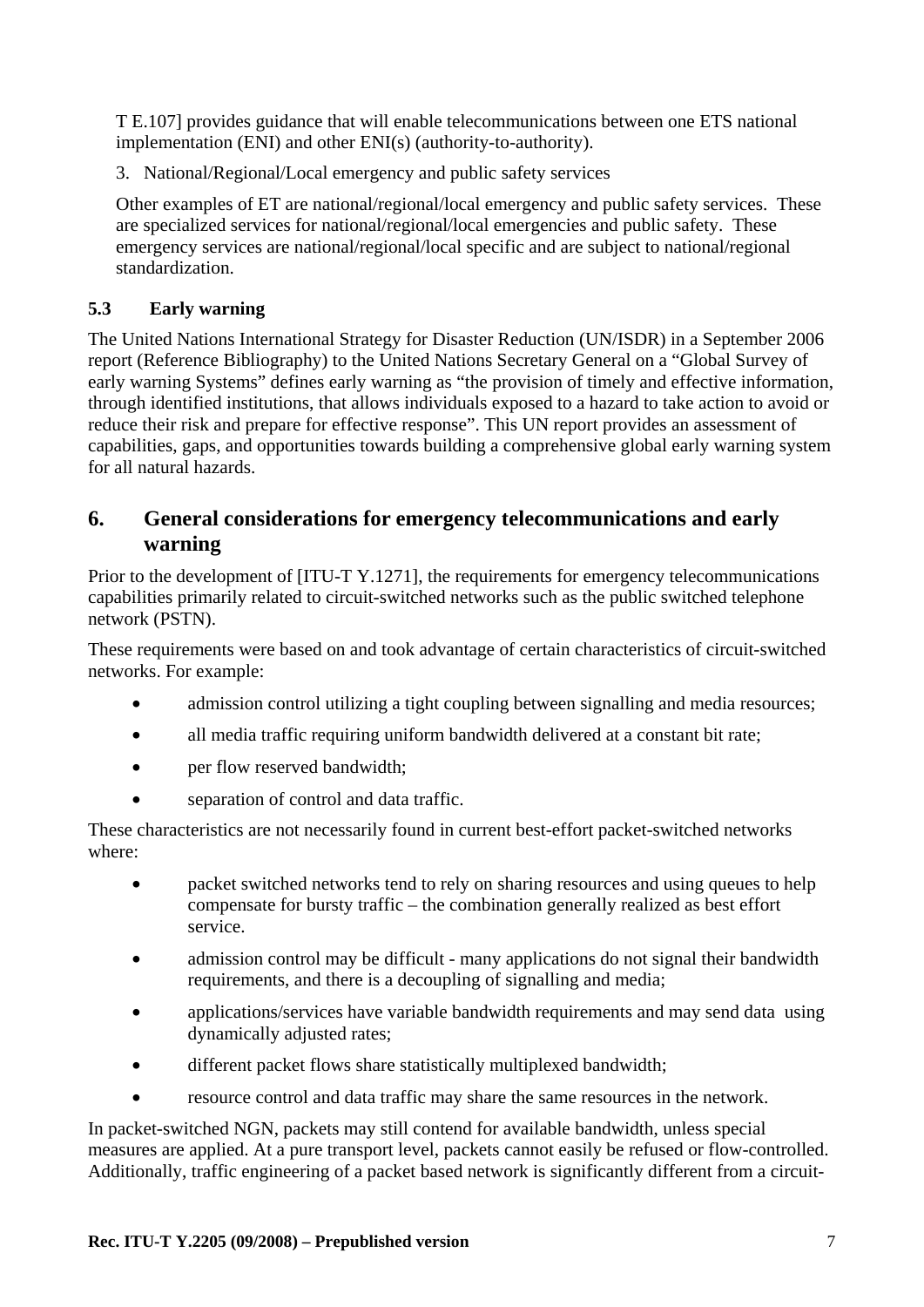T E.107] provides guidance that will enable telecommunications between one ETS national implementation (ENI) and other ENI(s) (authority-to-authority).

3. National/Regional/Local emergency and public safety services

Other examples of ET are national/regional/local emergency and public safety services. These are specialized services for national/regional/local emergencies and public safety. These emergency services are national/regional/local specific and are subject to national/regional standardization.

### 5.3 Early warning

The United Nations International Strategy for Disaster Reduction (UN/ISDR) in a September 2006 report (Reference Bibliography) to the United Nations Secretary General on a "Global Survey of early warning Systems" defines early warning as "the provision of timely and effective information, through identified institutions, that allows individuals exposed to a hazard to take action to avoid or reduce their risk and prepare for effective response". This UN report provides an assessment of capabilities, gaps, and opportunities towards building a comprehensive global early warning system for all natural hazards.

## 6. General considerations for emergency telecommunications and early warning

Prior to the development of [ITU-T Y.1271], the requirements for emergency telecommunications capabilities primarily related to circuit-switched networks such as the public switched telephone network (PSTN).

These requirements were based on and took advantage of certain characteristics of circuit-switched networks. For example:

- admission control utilizing a tight coupling between signalling and media resources;
- all media traffic requiring uniform bandwidth delivered at a constant bit rate;
- per flow reserved bandwidth;
- separation of control and data traffic.

These characteristics are not necessarily found in current best-effort packet-switched networks where:

- packet switched networks tend to rely on sharing resources and using queues to help compensate for bursty traffic – the combination generally realized as best effort service.
- admission control may be difficult - many applications do not signal their bandwidth requirements, and there is a decoupling of signalling and media;
- applications/services have variable bandwidth requirements and may send data using dynamically adjusted rates;
- different packet flows share statistically multiplexed bandwidth;
- resource control and data traffic may share the same resources in the network.

In packet-switched NGN, packets may still contend for available bandwidth, unless special measures are applied. At a pure transport level, packets cannot easily be refused or flow-controlled. Additionally, traffic engineering of a packet based network is significantly different from a circuit-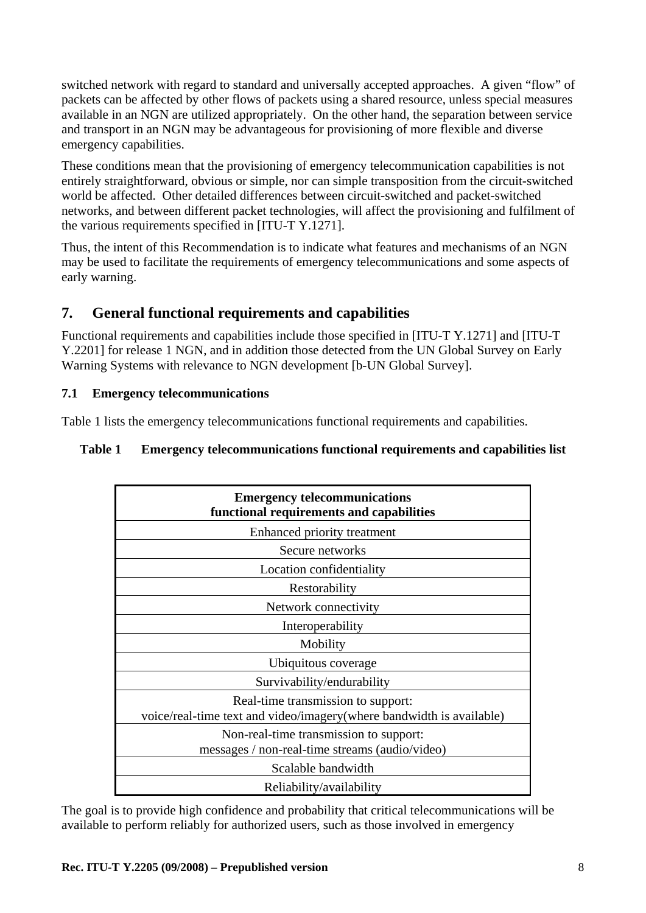switched network with regard to standard and universally accepted approaches. A given "flow" of packets can be affected by other flows of packets using a shared resource, unless special measures available in an NGN are utilized appropriately. On the other hand, the separation between service and transport in an NGN may be advantageous for provisioning of more flexible and diverse emergency capabilities.

These conditions mean that the provisioning of emergency telecommunication capabilities is not entirely straightforward, obvious or simple, nor can simple transposition from the circuit-switched world be affected. Other detailed differences between circuit-switched and packet-switched networks, and between different packet technologies, will affect the provisioning and fulfilment of the various requirements specified in [ITU-T Y.1271].

Thus, the intent of this Recommendation is to indicate what features and mechanisms of an NGN may be used to facilitate the requirements of emergency telecommunications and some aspects of early warning.

## 7. General functional requirements and capabilities

Functional requirements and capabilities include those specified in [ITU-T Y.1271] and [ITU-T Y.2201] for release 1 NGN, and in addition those detected from the UN Global Survey on Early Warning Systems with relevance to NGN development [b-UN Global Survey].

### 7.1 Emergency telecommunications

Table 1 lists the emergency telecommunications functional requirements and capabilities.

**Table 1 Emergency telecommunications functional requirements and capabilities list**

| Emergency telecommunications functional requirements and capabilities |
|---|
| Enhanced priority treatment |
| Secure networks |
| Location confidentiality |
| Restorability |
| Network connectivity |
| Interoperability |
| Mobility |
| Ubiquitous coverage |
| Survivability/endurability |
| Real-time transmission to support: voice/real-time text and video/imagery(where bandwidth is available) |
| Non-real-time transmission to support: messages / non-real-time streams (audio/video) |
| Scalable bandwidth |
| Reliability/availability |

The goal is to provide high confidence and probability that critical telecommunications will be available to perform reliably for authorized users, such as those involved in emergency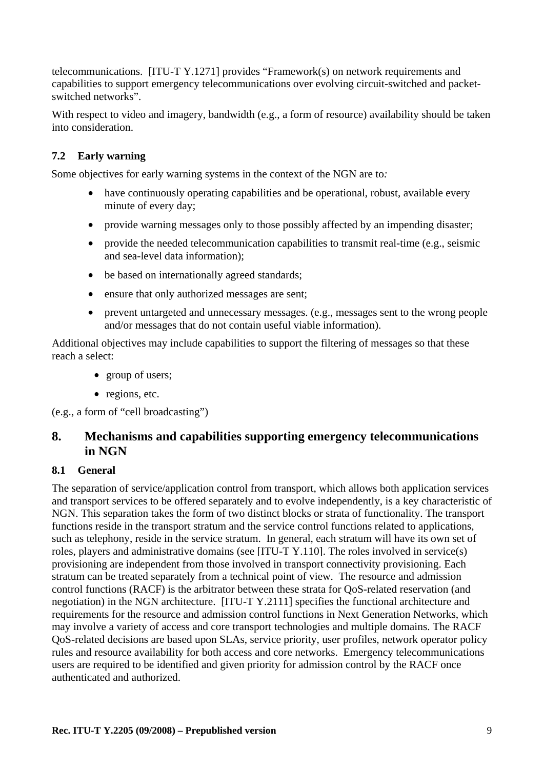telecommunications. [ITU-T Y.1271] provides "Framework(s) on network requirements and capabilities to support emergency telecommunications over evolving circuit-switched and packet-switched networks".

With respect to video and imagery, bandwidth (e.g., a form of resource) availability should be taken into consideration.

### 7.2 Early warning

Some objectives for early warning systems in the context of the NGN are to*:*

- have continuously operating capabilities and be operational, robust, available every minute of every day;
- provide warning messages only to those possibly affected by an impending disaster;
- provide the needed telecommunication capabilities to transmit real-time (e.g., seismic and sea-level data information);
- be based on internationally agreed standards;
- ensure that only authorized messages are sent;
- prevent untargeted and unnecessary messages. (e.g., messages sent to the wrong people and/or messages that do not contain useful viable information).

Additional objectives may include capabilities to support the filtering of messages so that these reach a select:

- group of users;
- regions, etc.

(e.g., a form of "cell broadcasting")

## 8. Mechanisms and capabilities supporting emergency telecommunications in NGN

### 8.1 General

The separation of service/application control from transport, which allows both application services and transport services to be offered separately and to evolve independently, is a key characteristic of NGN. This separation takes the form of two distinct blocks or strata of functionality. The transport functions reside in the transport stratum and the service control functions related to applications, such as telephony, reside in the service stratum. In general, each stratum will have its own set of roles, players and administrative domains (see [ITU-T Y.110]. The roles involved in service(s) provisioning are independent from those involved in transport connectivity provisioning. Each stratum can be treated separately from a technical point of view. The resource and admission control functions (RACF) is the arbitrator between these strata for QoS-related reservation (and negotiation) in the NGN architecture. [ITU-T Y.2111] specifies the functional architecture and requirements for the resource and admission control functions in Next Generation Networks, which may involve a variety of access and core transport technologies and multiple domains. The RACF QoS-related decisions are based upon SLAs, service priority, user profiles, network operator policy rules and resource availability for both access and core networks. Emergency telecommunications users are required to be identified and given priority for admission control by the RACF once authenticated and authorized.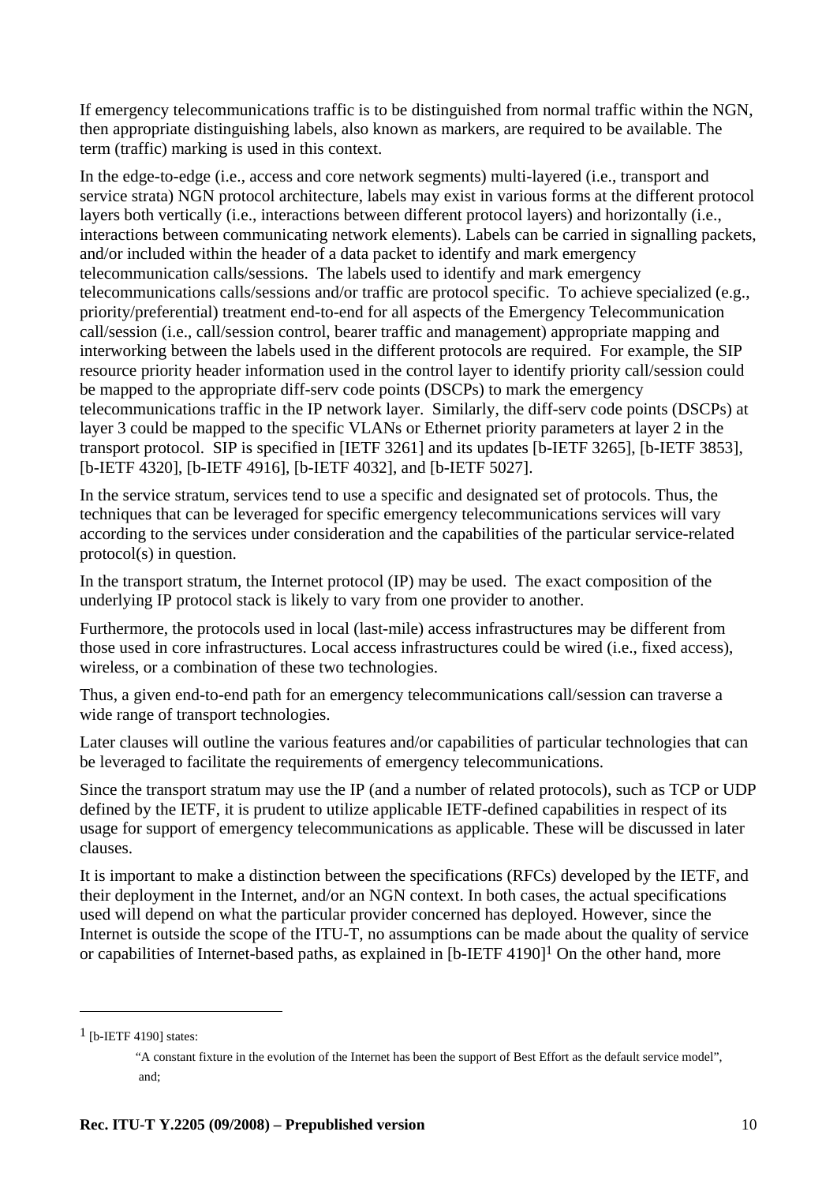If emergency telecommunications traffic is to be distinguished from normal traffic within the NGN, then appropriate distinguishing labels, also known as markers, are required to be available. The term (traffic) marking is used in this context.

In the edge-to-edge (i.e., access and core network segments) multi-layered (i.e., transport and service strata) NGN protocol architecture, labels may exist in various forms at the different protocol layers both vertically (i.e., interactions between different protocol layers) and horizontally (i.e., interactions between communicating network elements). Labels can be carried in signalling packets, and/or included within the header of a data packet to identify and mark emergency telecommunication calls/sessions. The labels used to identify and mark emergency telecommunications calls/sessions and/or traffic are protocol specific. To achieve specialized (e.g., priority/preferential) treatment end-to-end for all aspects of the Emergency Telecommunication call/session (i.e., call/session control, bearer traffic and management) appropriate mapping and interworking between the labels used in the different protocols are required. For example, the SIP resource priority header information used in the control layer to identify priority call/session could be mapped to the appropriate diff-serv code points (DSCPs) to mark the emergency telecommunications traffic in the IP network layer. Similarly, the diff-serv code points (DSCPs) at layer 3 could be mapped to the specific VLANs or Ethernet priority parameters at layer 2 in the transport protocol. SIP is specified in [IETF 3261] and its updates [b-IETF 3265], [b-IETF 3853], [b-IETF 4320], [b-IETF 4916], [b-IETF 4032], and [b-IETF 5027].

In the service stratum, services tend to use a specific and designated set of protocols. Thus, the techniques that can be leveraged for specific emergency telecommunications services will vary according to the services under consideration and the capabilities of the particular service-related protocol(s) in question.

In the transport stratum, the Internet protocol (IP) may be used. The exact composition of the underlying IP protocol stack is likely to vary from one provider to another.

Furthermore, the protocols used in local (last-mile) access infrastructures may be different from those used in core infrastructures. Local access infrastructures could be wired (i.e., fixed access), wireless, or a combination of these two technologies.

Thus, a given end-to-end path for an emergency telecommunications call/session can traverse a wide range of transport technologies.

Later clauses will outline the various features and/or capabilities of particular technologies that can be leveraged to facilitate the requirements of emergency telecommunications.

Since the transport stratum may use the IP (and a number of related protocols), such as TCP or UDP defined by the IETF, it is prudent to utilize applicable IETF-defined capabilities in respect of its usage for support of emergency telecommunications as applicable. These will be discussed in later clauses.

It is important to make a distinction between the specifications (RFCs) developed by the IETF, and their deployment in the Internet, and/or an NGN context. In both cases, the actual specifications used will depend on what the particular provider concerned has deployed. However, since the Internet is outside the scope of the ITU-T, no assumptions can be made about the quality of service or capabilities of Internet-based paths, as explained in [b-IETF 4190][1] On the other hand, more

---

[1] [b-IETF 4190] states:

> "A constant fixture in the evolution of the Internet has been the support of Best Effort as the default service model", and;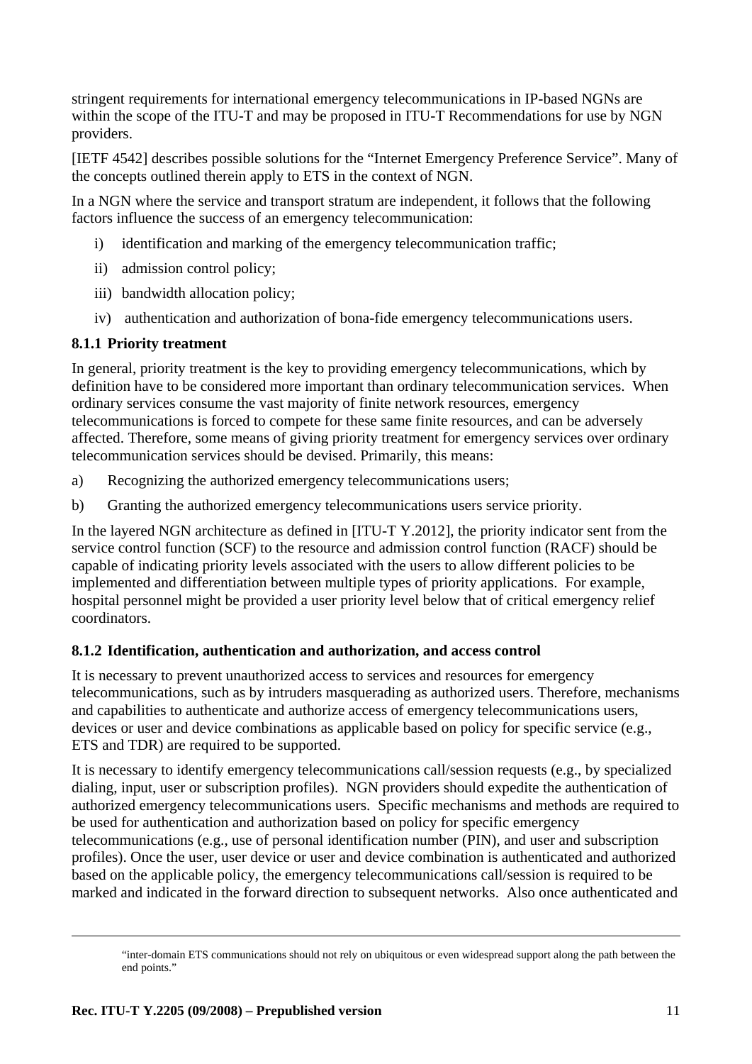stringent requirements for international emergency telecommunications in IP-based NGNs are within the scope of the ITU-T and may be proposed in ITU-T Recommendations for use by NGN providers.

[IETF 4542] describes possible solutions for the "Internet Emergency Preference Service". Many of the concepts outlined therein apply to ETS in the context of NGN.

In a NGN where the service and transport stratum are independent, it follows that the following factors influence the success of an emergency telecommunication:

i) identification and marking of the emergency telecommunication traffic;

ii) admission control policy;

iii) bandwidth allocation policy;

iv) authentication and authorization of bona-fide emergency telecommunications users.

### 8.1.1 Priority treatment

In general, priority treatment is the key to providing emergency telecommunications, which by definition have to be considered more important than ordinary telecommunication services. When ordinary services consume the vast majority of finite network resources, emergency telecommunications is forced to compete for these same finite resources, and can be adversely affected. Therefore, some means of giving priority treatment for emergency services over ordinary telecommunication services should be devised. Primarily, this means:

a) Recognizing the authorized emergency telecommunications users;

b) Granting the authorized emergency telecommunications users service priority.

In the layered NGN architecture as defined in [ITU-T Y.2012], the priority indicator sent from the service control function (SCF) to the resource and admission control function (RACF) should be capable of indicating priority levels associated with the users to allow different policies to be implemented and differentiation between multiple types of priority applications. For example, hospital personnel might be provided a user priority level below that of critical emergency relief coordinators.

### 8.1.2 Identification, authentication and authorization, and access control

It is necessary to prevent unauthorized access to services and resources for emergency telecommunications, such as by intruders masquerading as authorized users. Therefore, mechanisms and capabilities to authenticate and authorize access of emergency telecommunications users, devices or user and device combinations as applicable based on policy for specific service (e.g., ETS and TDR) are required to be supported.

It is necessary to identify emergency telecommunications call/session requests (e.g., by specialized dialing, input, user or subscription profiles). NGN providers should expedite the authentication of authorized emergency telecommunications users. Specific mechanisms and methods are required to be used for authentication and authorization based on policy for specific emergency telecommunications (e.g., use of personal identification number (PIN), and user and subscription profiles). Once the user, user device or user and device combination is authenticated and authorized based on the applicable policy, the emergency telecommunications call/session is required to be marked and indicated in the forward direction to subsequent networks. Also once authenticated and

---

"inter-domain ETS communications should not rely on ubiquitous or even widespread support along the path between the end points."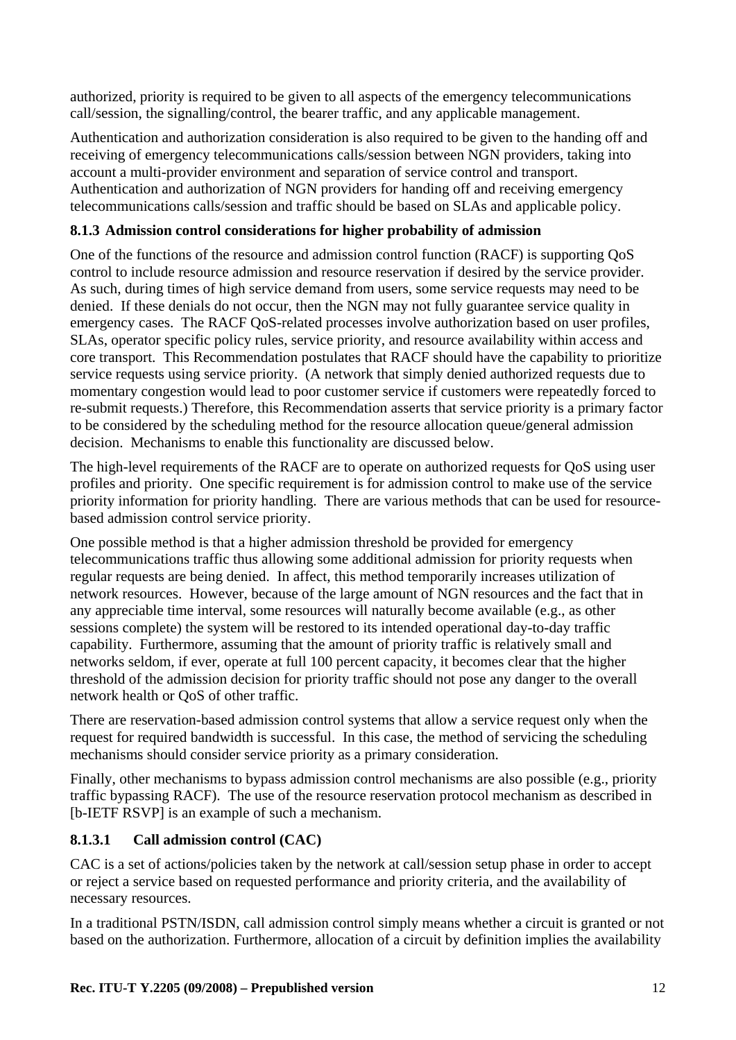authorized, priority is required to be given to all aspects of the emergency telecommunications call/session, the signalling/control, the bearer traffic, and any applicable management.

Authentication and authorization consideration is also required to be given to the handing off and receiving of emergency telecommunications calls/session between NGN providers, taking into account a multi-provider environment and separation of service control and transport. Authentication and authorization of NGN providers for handing off and receiving emergency telecommunications calls/session and traffic should be based on SLAs and applicable policy.

### 8.1.3 Admission control considerations for higher probability of admission

One of the functions of the resource and admission control function (RACF) is supporting QoS control to include resource admission and resource reservation if desired by the service provider. As such, during times of high service demand from users, some service requests may need to be denied. If these denials do not occur, then the NGN may not fully guarantee service quality in emergency cases. The RACF QoS-related processes involve authorization based on user profiles, SLAs, operator specific policy rules, service priority, and resource availability within access and core transport. This Recommendation postulates that RACF should have the capability to prioritize service requests using service priority. (A network that simply denied authorized requests due to momentary congestion would lead to poor customer service if customers were repeatedly forced to re-submit requests.) Therefore, this Recommendation asserts that service priority is a primary factor to be considered by the scheduling method for the resource allocation queue/general admission decision. Mechanisms to enable this functionality are discussed below.

The high-level requirements of the RACF are to operate on authorized requests for QoS using user profiles and priority. One specific requirement is for admission control to make use of the service priority information for priority handling. There are various methods that can be used for resource-based admission control service priority.

One possible method is that a higher admission threshold be provided for emergency telecommunications traffic thus allowing some additional admission for priority requests when regular requests are being denied. In affect, this method temporarily increases utilization of network resources. However, because of the large amount of NGN resources and the fact that in any appreciable time interval, some resources will naturally become available (e.g., as other sessions complete) the system will be restored to its intended operational day-to-day traffic capability. Furthermore, assuming that the amount of priority traffic is relatively small and networks seldom, if ever, operate at full 100 percent capacity, it becomes clear that the higher threshold of the admission decision for priority traffic should not pose any danger to the overall network health or QoS of other traffic.

There are reservation-based admission control systems that allow a service request only when the request for required bandwidth is successful. In this case, the method of servicing the scheduling mechanisms should consider service priority as a primary consideration.

Finally, other mechanisms to bypass admission control mechanisms are also possible (e.g., priority traffic bypassing RACF). The use of the resource reservation protocol mechanism as described in [b-IETF RSVP] is an example of such a mechanism.

#### 8.1.3.1 Call admission control (CAC)

CAC is a set of actions/policies taken by the network at call/session setup phase in order to accept or reject a service based on requested performance and priority criteria, and the availability of necessary resources.

In a traditional PSTN/ISDN, call admission control simply means whether a circuit is granted or not based on the authorization. Furthermore, allocation of a circuit by definition implies the availability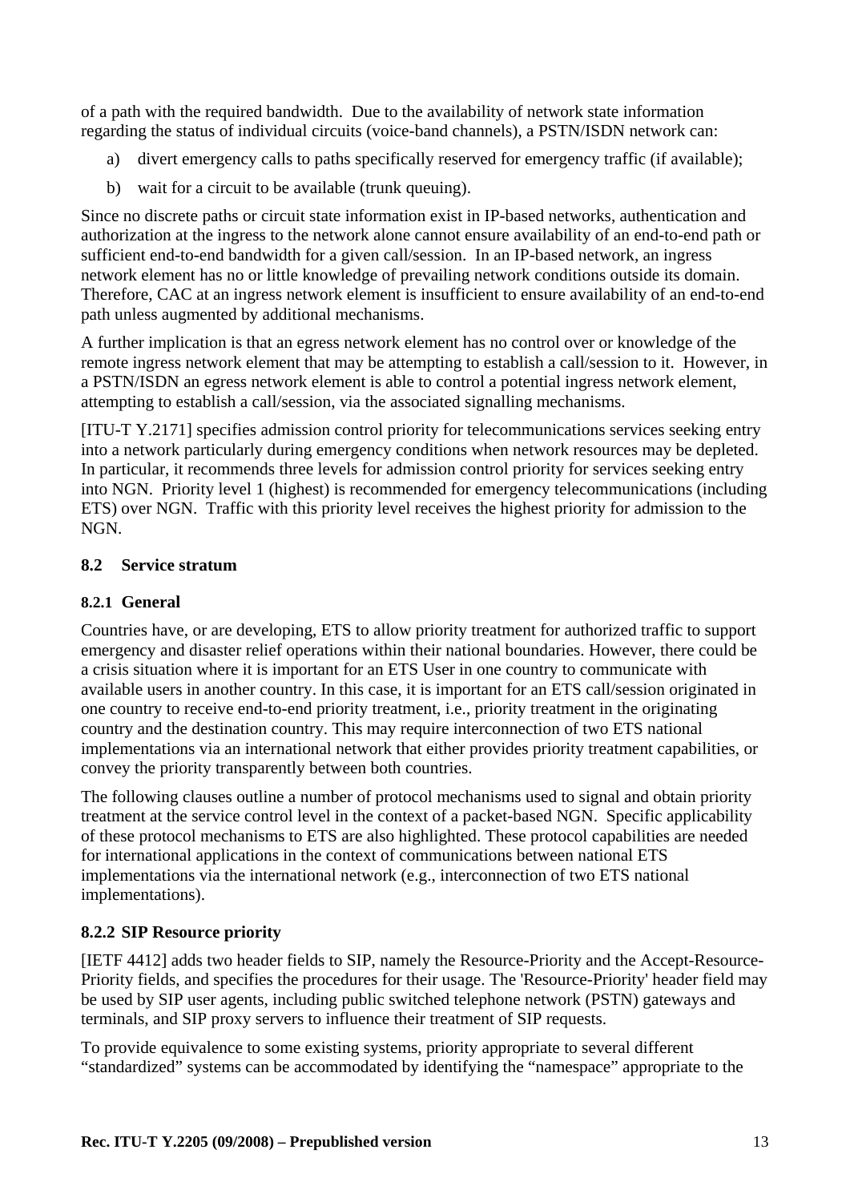of a path with the required bandwidth. Due to the availability of network state information regarding the status of individual circuits (voice-band channels), a PSTN/ISDN network can:

a) divert emergency calls to paths specifically reserved for emergency traffic (if available);

b) wait for a circuit to be available (trunk queuing).

Since no discrete paths or circuit state information exist in IP-based networks, authentication and authorization at the ingress to the network alone cannot ensure availability of an end-to-end path or sufficient end-to-end bandwidth for a given call/session. In an IP-based network, an ingress network element has no or little knowledge of prevailing network conditions outside its domain. Therefore, CAC at an ingress network element is insufficient to ensure availability of an end-to-end path unless augmented by additional mechanisms.

A further implication is that an egress network element has no control over or knowledge of the remote ingress network element that may be attempting to establish a call/session to it. However, in a PSTN/ISDN an egress network element is able to control a potential ingress network element, attempting to establish a call/session, via the associated signalling mechanisms.

[ITU-T Y.2171] specifies admission control priority for telecommunications services seeking entry into a network particularly during emergency conditions when network resources may be depleted. In particular, it recommends three levels for admission control priority for services seeking entry into NGN. Priority level 1 (highest) is recommended for emergency telecommunications (including ETS) over NGN. Traffic with this priority level receives the highest priority for admission to the NGN.

## 8.2 Service stratum

### 8.2.1 General

Countries have, or are developing, ETS to allow priority treatment for authorized traffic to support emergency and disaster relief operations within their national boundaries. However, there could be a crisis situation where it is important for an ETS User in one country to communicate with available users in another country. In this case, it is important for an ETS call/session originated in one country to receive end-to-end priority treatment, i.e., priority treatment in the originating country and the destination country. This may require interconnection of two ETS national implementations via an international network that either provides priority treatment capabilities, or convey the priority transparently between both countries.

The following clauses outline a number of protocol mechanisms used to signal and obtain priority treatment at the service control level in the context of a packet-based NGN. Specific applicability of these protocol mechanisms to ETS are also highlighted. These protocol capabilities are needed for international applications in the context of communications between national ETS implementations via the international network (e.g., interconnection of two ETS national implementations).

### 8.2.2 SIP Resource priority

[IETF 4412] adds two header fields to SIP, namely the Resource-Priority and the Accept-Resource-Priority fields, and specifies the procedures for their usage. The 'Resource-Priority' header field may be used by SIP user agents, including public switched telephone network (PSTN) gateways and terminals, and SIP proxy servers to influence their treatment of SIP requests.

To provide equivalence to some existing systems, priority appropriate to several different "standardized" systems can be accommodated by identifying the "namespace" appropriate to the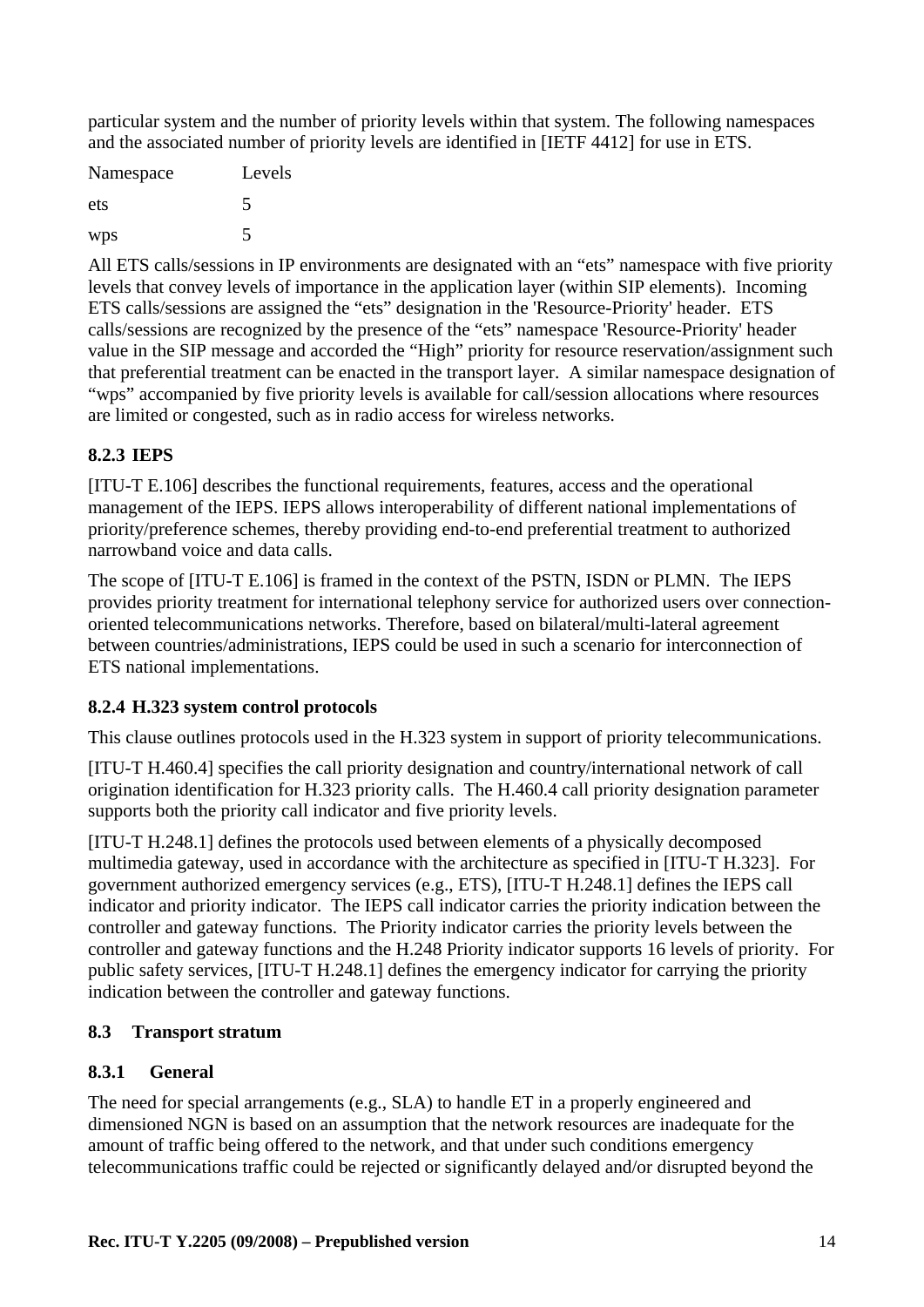particular system and the number of priority levels within that system. The following namespaces and the associated number of priority levels are identified in [IETF 4412] for use in ETS.

| Namespace | Levels |
|---|---|
| ets | 5 |
| wps | 5 |

All ETS calls/sessions in IP environments are designated with an "ets" namespace with five priority levels that convey levels of importance in the application layer (within SIP elements). Incoming ETS calls/sessions are assigned the "ets" designation in the 'Resource-Priority' header. ETS calls/sessions are recognized by the presence of the "ets" namespace 'Resource-Priority' header value in the SIP message and accorded the "High" priority for resource reservation/assignment such that preferential treatment can be enacted in the transport layer. A similar namespace designation of "wps" accompanied by five priority levels is available for call/session allocations where resources are limited or congested, such as in radio access for wireless networks.

### 8.2.3 IEPS

[ITU-T E.106] describes the functional requirements, features, access and the operational management of the IEPS. IEPS allows interoperability of different national implementations of priority/preference schemes, thereby providing end-to-end preferential treatment to authorized narrowband voice and data calls.

The scope of [ITU-T E.106] is framed in the context of the PSTN, ISDN or PLMN. The IEPS provides priority treatment for international telephony service for authorized users over connection-oriented telecommunications networks. Therefore, based on bilateral/multi-lateral agreement between countries/administrations, IEPS could be used in such a scenario for interconnection of ETS national implementations.

### 8.2.4 H.323 system control protocols

This clause outlines protocols used in the H.323 system in support of priority telecommunications.

[ITU-T H.460.4] specifies the call priority designation and country/international network of call origination identification for H.323 priority calls. The H.460.4 call priority designation parameter supports both the priority call indicator and five priority levels.

[ITU-T H.248.1] defines the protocols used between elements of a physically decomposed multimedia gateway, used in accordance with the architecture as specified in [ITU-T H.323]. For government authorized emergency services (e.g., ETS), [ITU-T H.248.1] defines the IEPS call indicator and priority indicator. The IEPS call indicator carries the priority indication between the controller and gateway functions. The Priority indicator carries the priority levels between the controller and gateway functions and the H.248 Priority indicator supports 16 levels of priority. For public safety services, [ITU-T H.248.1] defines the emergency indicator for carrying the priority indication between the controller and gateway functions.

## 8.3 Transport stratum

### 8.3.1 General

The need for special arrangements (e.g., SLA) to handle ET in a properly engineered and dimensioned NGN is based on an assumption that the network resources are inadequate for the amount of traffic being offered to the network, and that under such conditions emergency telecommunications traffic could be rejected or significantly delayed and/or disrupted beyond the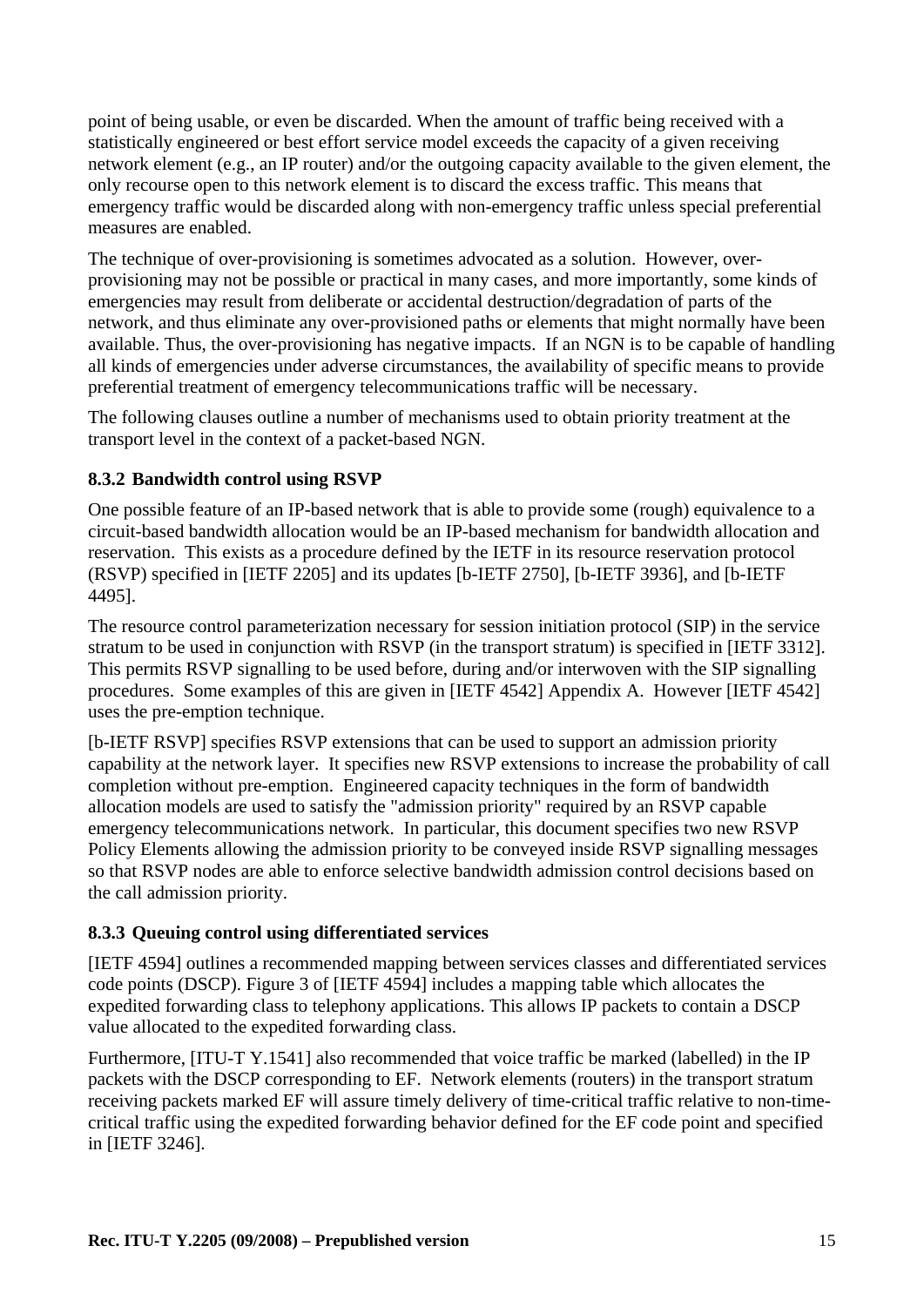point of being usable, or even be discarded. When the amount of traffic being received with a statistically engineered or best effort service model exceeds the capacity of a given receiving network element (e.g., an IP router) and/or the outgoing capacity available to the given element, the only recourse open to this network element is to discard the excess traffic. This means that emergency traffic would be discarded along with non-emergency traffic unless special preferential measures are enabled.

The technique of over-provisioning is sometimes advocated as a solution. However, over-provisioning may not be possible or practical in many cases, and more importantly, some kinds of emergencies may result from deliberate or accidental destruction/degradation of parts of the network, and thus eliminate any over-provisioned paths or elements that might normally have been available. Thus, the over-provisioning has negative impacts. If an NGN is to be capable of handling all kinds of emergencies under adverse circumstances, the availability of specific means to provide preferential treatment of emergency telecommunications traffic will be necessary.

The following clauses outline a number of mechanisms used to obtain priority treatment at the transport level in the context of a packet-based NGN.

### 8.3.2 Bandwidth control using RSVP

One possible feature of an IP-based network that is able to provide some (rough) equivalence to a circuit-based bandwidth allocation would be an IP-based mechanism for bandwidth allocation and reservation. This exists as a procedure defined by the IETF in its resource reservation protocol (RSVP) specified in [IETF 2205] and its updates [b-IETF 2750], [b-IETF 3936], and [b-IETF 4495].

The resource control parameterization necessary for session initiation protocol (SIP) in the service stratum to be used in conjunction with RSVP (in the transport stratum) is specified in [IETF 3312]. This permits RSVP signalling to be used before, during and/or interwoven with the SIP signalling procedures. Some examples of this are given in [IETF 4542] Appendix A. However [IETF 4542] uses the pre-emption technique.

[b-IETF RSVP] specifies RSVP extensions that can be used to support an admission priority capability at the network layer. It specifies new RSVP extensions to increase the probability of call completion without pre-emption. Engineered capacity techniques in the form of bandwidth allocation models are used to satisfy the "admission priority" required by an RSVP capable emergency telecommunications network. In particular, this document specifies two new RSVP Policy Elements allowing the admission priority to be conveyed inside RSVP signalling messages so that RSVP nodes are able to enforce selective bandwidth admission control decisions based on the call admission priority.

### 8.3.3 Queuing control using differentiated services

[IETF 4594] outlines a recommended mapping between services classes and differentiated services code points (DSCP). Figure 3 of [IETF 4594] includes a mapping table which allocates the expedited forwarding class to telephony applications. This allows IP packets to contain a DSCP value allocated to the expedited forwarding class.

Furthermore, [ITU-T Y.1541] also recommended that voice traffic be marked (labelled) in the IP packets with the DSCP corresponding to EF. Network elements (routers) in the transport stratum receiving packets marked EF will assure timely delivery of time-critical traffic relative to non-time-critical traffic using the expedited forwarding behavior defined for the EF code point and specified in [IETF 3246].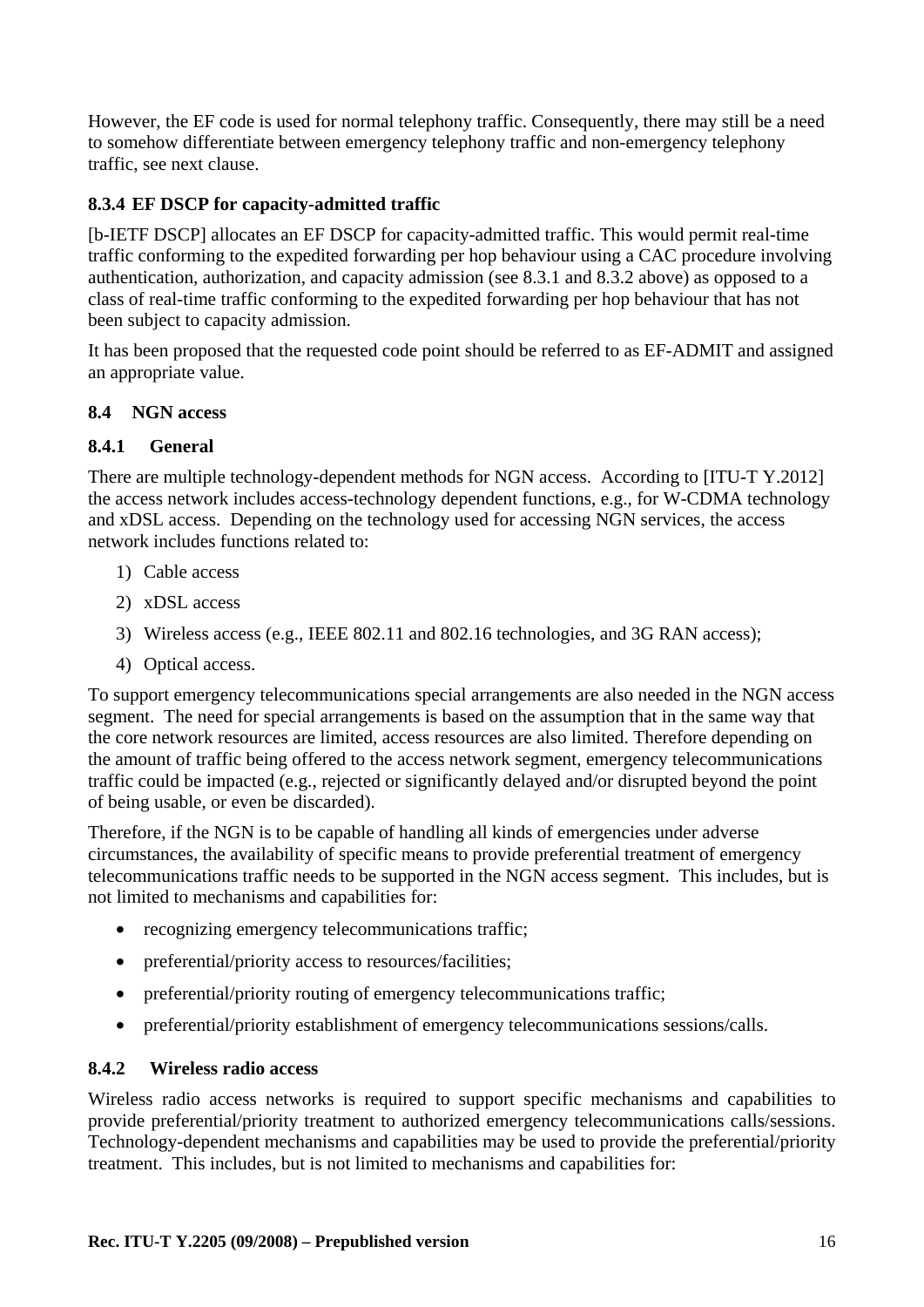However, the EF code is used for normal telephony traffic. Consequently, there may still be a need to somehow differentiate between emergency telephony traffic and non-emergency telephony traffic, see next clause.

#### 8.3.4 EF DSCP for capacity-admitted traffic

[b-IETF DSCP] allocates an EF DSCP for capacity-admitted traffic. This would permit real-time traffic conforming to the expedited forwarding per hop behaviour using a CAC procedure involving authentication, authorization, and capacity admission (see 8.3.1 and 8.3.2 above) as opposed to a class of real-time traffic conforming to the expedited forwarding per hop behaviour that has not been subject to capacity admission.

It has been proposed that the requested code point should be referred to as EF-ADMIT and assigned an appropriate value.

### 8.4 NGN access

#### 8.4.1 General

There are multiple technology-dependent methods for NGN access. According to [ITU-T Y.2012] the access network includes access-technology dependent functions, e.g., for W-CDMA technology and xDSL access. Depending on the technology used for accessing NGN services, the access network includes functions related to:

1) Cable access
2) xDSL access
3) Wireless access (e.g., IEEE 802.11 and 802.16 technologies, and 3G RAN access);
4) Optical access.

To support emergency telecommunications special arrangements are also needed in the NGN access segment. The need for special arrangements is based on the assumption that in the same way that the core network resources are limited, access resources are also limited. Therefore depending on the amount of traffic being offered to the access network segment, emergency telecommunications traffic could be impacted (e.g., rejected or significantly delayed and/or disrupted beyond the point of being usable, or even be discarded).

Therefore, if the NGN is to be capable of handling all kinds of emergencies under adverse circumstances, the availability of specific means to provide preferential treatment of emergency telecommunications traffic needs to be supported in the NGN access segment. This includes, but is not limited to mechanisms and capabilities for:

- recognizing emergency telecommunications traffic;
- preferential/priority access to resources/facilities;
- preferential/priority routing of emergency telecommunications traffic;
- preferential/priority establishment of emergency telecommunications sessions/calls.

#### 8.4.2 Wireless radio access

Wireless radio access networks is required to support specific mechanisms and capabilities to provide preferential/priority treatment to authorized emergency telecommunications calls/sessions. Technology-dependent mechanisms and capabilities may be used to provide the preferential/priority treatment. This includes, but is not limited to mechanisms and capabilities for: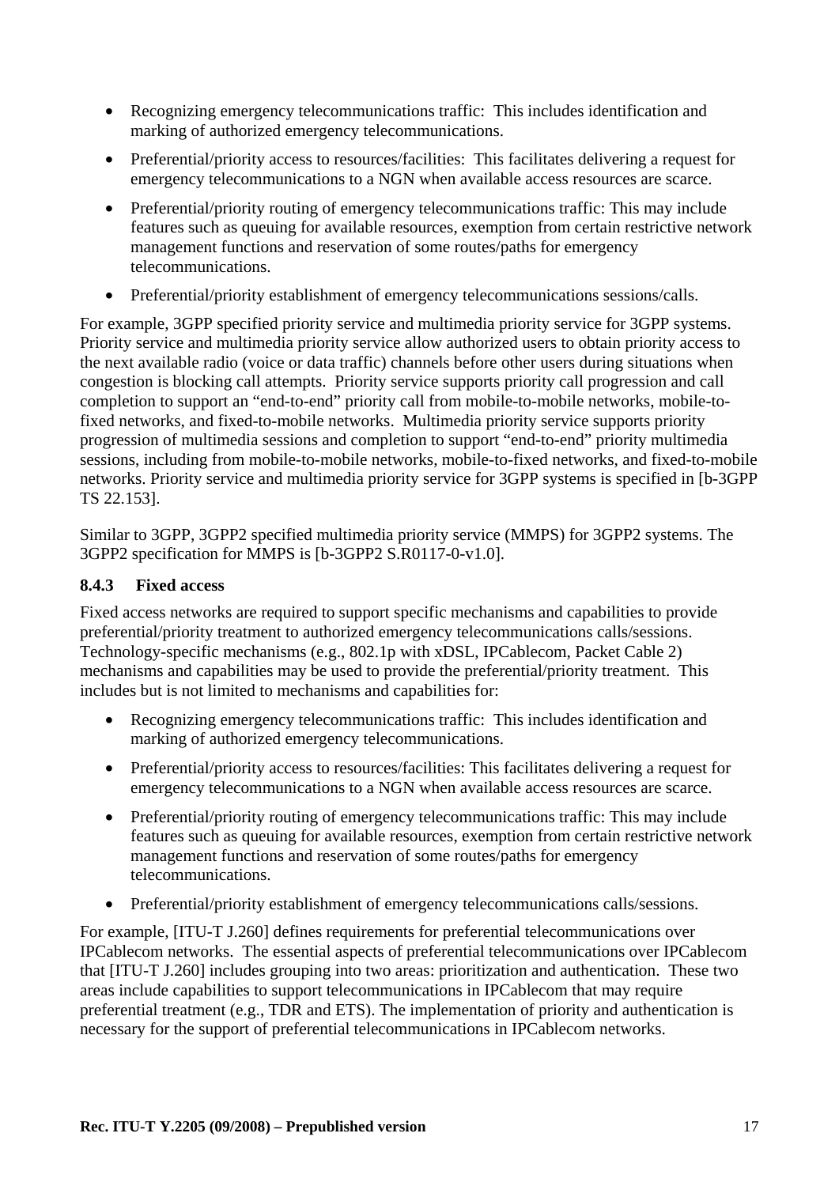- Recognizing emergency telecommunications traffic:  This includes identification and marking of authorized emergency telecommunications.
- Preferential/priority access to resources/facilities:  This facilitates delivering a request for emergency telecommunications to a NGN when available access resources are scarce.
- Preferential/priority routing of emergency telecommunications traffic: This may include features such as queuing for available resources, exemption from certain restrictive network management functions and reservation of some routes/paths for emergency telecommunications.
- Preferential/priority establishment of emergency telecommunications sessions/calls.

For example, 3GPP specified priority service and multimedia priority service for 3GPP systems. Priority service and multimedia priority service allow authorized users to obtain priority access to the next available radio (voice or data traffic) channels before other users during situations when congestion is blocking call attempts.  Priority service supports priority call progression and call completion to support an "end-to-end" priority call from mobile-to-mobile networks, mobile-to-fixed networks, and fixed-to-mobile networks.  Multimedia priority service supports priority progression of multimedia sessions and completion to support "end-to-end" priority multimedia sessions, including from mobile-to-mobile networks, mobile-to-fixed networks, and fixed-to-mobile networks. Priority service and multimedia priority service for 3GPP systems is specified in [b-3GPP TS 22.153].

Similar to 3GPP, 3GPP2 specified multimedia priority service (MMPS) for 3GPP2 systems. The 3GPP2 specification for MMPS is [b-3GPP2 S.R0117-0-v1.0].

### 8.4.3 Fixed access

Fixed access networks are required to support specific mechanisms and capabilities to provide preferential/priority treatment to authorized emergency telecommunications calls/sessions. Technology-specific mechanisms (e.g., 802.1p with xDSL, IPCablecom, Packet Cable 2) mechanisms and capabilities may be used to provide the preferential/priority treatment.  This includes but is not limited to mechanisms and capabilities for:

- Recognizing emergency telecommunications traffic:  This includes identification and marking of authorized emergency telecommunications.
- Preferential/priority access to resources/facilities: This facilitates delivering a request for emergency telecommunications to a NGN when available access resources are scarce.
- Preferential/priority routing of emergency telecommunications traffic: This may include features such as queuing for available resources, exemption from certain restrictive network management functions and reservation of some routes/paths for emergency telecommunications.
- Preferential/priority establishment of emergency telecommunications calls/sessions.

For example, [ITU-T J.260] defines requirements for preferential telecommunications over IPCablecom networks.  The essential aspects of preferential telecommunications over IPCablecom that [ITU-T J.260] includes grouping into two areas: prioritization and authentication.  These two areas include capabilities to support telecommunications in IPCablecom that may require preferential treatment (e.g., TDR and ETS). The implementation of priority and authentication is necessary for the support of preferential telecommunications in IPCablecom networks.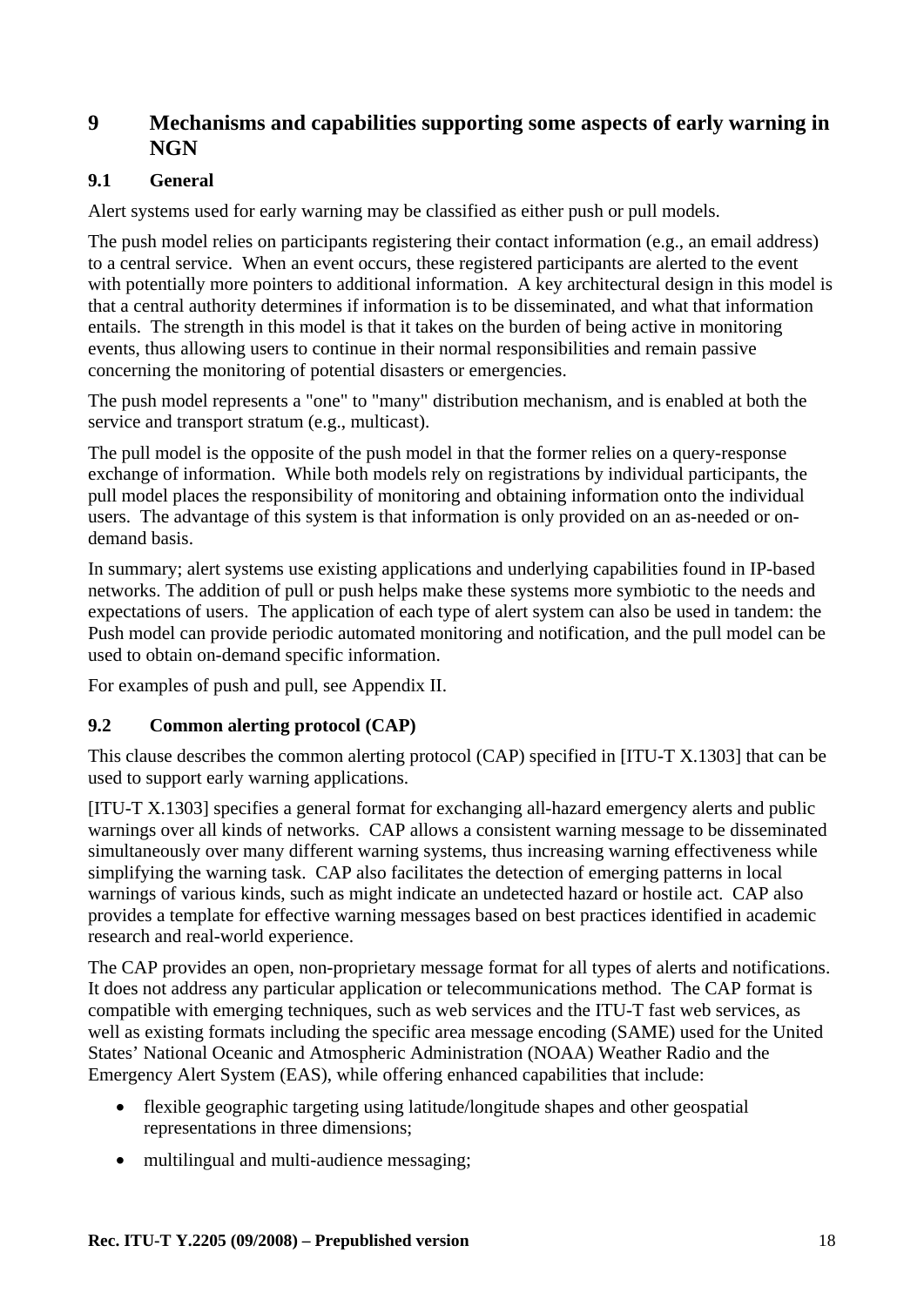# 9 Mechanisms and capabilities supporting some aspects of early warning in NGN

## 9.1 General

Alert systems used for early warning may be classified as either push or pull models.

The push model relies on participants registering their contact information (e.g., an email address) to a central service. When an event occurs, these registered participants are alerted to the event with potentially more pointers to additional information. A key architectural design in this model is that a central authority determines if information is to be disseminated, and what that information entails. The strength in this model is that it takes on the burden of being active in monitoring events, thus allowing users to continue in their normal responsibilities and remain passive concerning the monitoring of potential disasters or emergencies.

The push model represents a "one" to "many" distribution mechanism, and is enabled at both the service and transport stratum (e.g., multicast).

The pull model is the opposite of the push model in that the former relies on a query-response exchange of information. While both models rely on registrations by individual participants, the pull model places the responsibility of monitoring and obtaining information onto the individual users. The advantage of this system is that information is only provided on an as-needed or on-demand basis.

In summary; alert systems use existing applications and underlying capabilities found in IP-based networks. The addition of pull or push helps make these systems more symbiotic to the needs and expectations of users. The application of each type of alert system can also be used in tandem: the Push model can provide periodic automated monitoring and notification, and the pull model can be used to obtain on-demand specific information.

For examples of push and pull, see Appendix II.

## 9.2 Common alerting protocol (CAP)

This clause describes the common alerting protocol (CAP) specified in [ITU-T X.1303] that can be used to support early warning applications.

[ITU-T X.1303] specifies a general format for exchanging all-hazard emergency alerts and public warnings over all kinds of networks. CAP allows a consistent warning message to be disseminated simultaneously over many different warning systems, thus increasing warning effectiveness while simplifying the warning task. CAP also facilitates the detection of emerging patterns in local warnings of various kinds, such as might indicate an undetected hazard or hostile act. CAP also provides a template for effective warning messages based on best practices identified in academic research and real-world experience.

The CAP provides an open, non-proprietary message format for all types of alerts and notifications. It does not address any particular application or telecommunications method. The CAP format is compatible with emerging techniques, such as web services and the ITU-T fast web services, as well as existing formats including the specific area message encoding (SAME) used for the United States' National Oceanic and Atmospheric Administration (NOAA) Weather Radio and the Emergency Alert System (EAS), while offering enhanced capabilities that include:

- flexible geographic targeting using latitude/longitude shapes and other geospatial representations in three dimensions;
- multilingual and multi-audience messaging;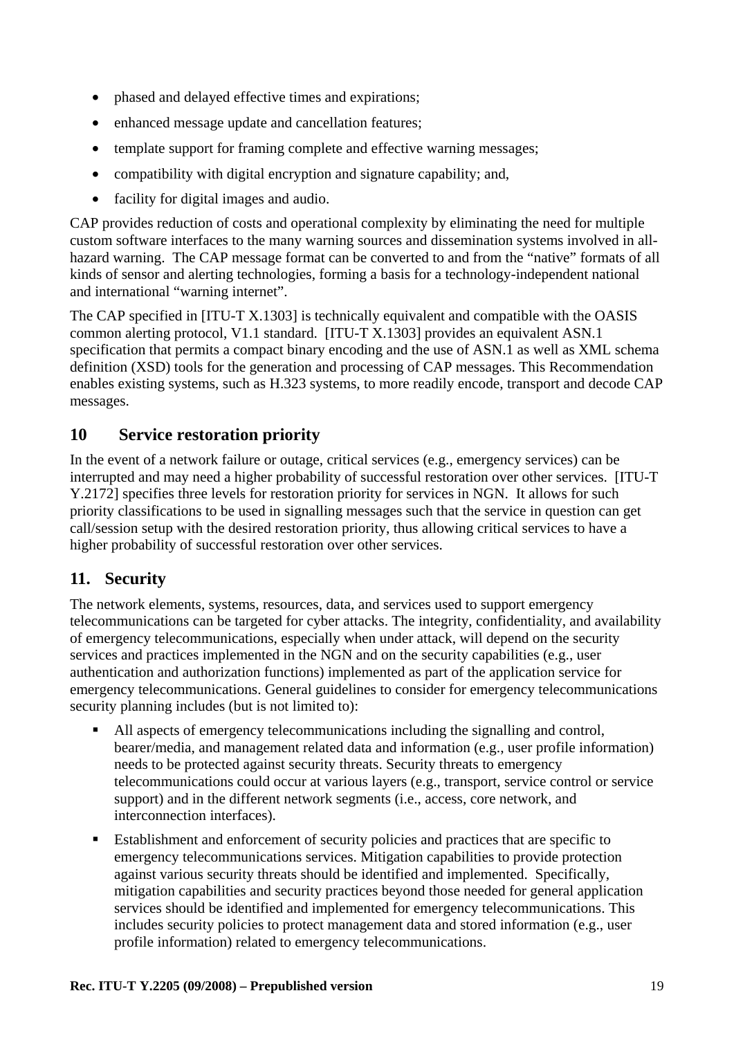- phased and delayed effective times and expirations;
- enhanced message update and cancellation features;
- template support for framing complete and effective warning messages;
- compatibility with digital encryption and signature capability; and,
- facility for digital images and audio.

CAP provides reduction of costs and operational complexity by eliminating the need for multiple custom software interfaces to the many warning sources and dissemination systems involved in all-hazard warning. The CAP message format can be converted to and from the "native" formats of all kinds of sensor and alerting technologies, forming a basis for a technology-independent national and international "warning internet".

The CAP specified in [ITU-T X.1303] is technically equivalent and compatible with the OASIS common alerting protocol, V1.1 standard. [ITU-T X.1303] provides an equivalent ASN.1 specification that permits a compact binary encoding and the use of ASN.1 as well as XML schema definition (XSD) tools for the generation and processing of CAP messages. This Recommendation enables existing systems, such as H.323 systems, to more readily encode, transport and decode CAP messages.

## 10 Service restoration priority

In the event of a network failure or outage, critical services (e.g., emergency services) can be interrupted and may need a higher probability of successful restoration over other services. [ITU-T Y.2172] specifies three levels for restoration priority for services in NGN. It allows for such priority classifications to be used in signalling messages such that the service in question can get call/session setup with the desired restoration priority, thus allowing critical services to have a higher probability of successful restoration over other services.

## 11. Security

The network elements, systems, resources, data, and services used to support emergency telecommunications can be targeted for cyber attacks. The integrity, confidentiality, and availability of emergency telecommunications, especially when under attack, will depend on the security services and practices implemented in the NGN and on the security capabilities (e.g., user authentication and authorization functions) implemented as part of the application service for emergency telecommunications. General guidelines to consider for emergency telecommunications security planning includes (but is not limited to):

- All aspects of emergency telecommunications including the signalling and control, bearer/media, and management related data and information (e.g., user profile information) needs to be protected against security threats. Security threats to emergency telecommunications could occur at various layers (e.g., transport, service control or service support) and in the different network segments (i.e., access, core network, and interconnection interfaces).
- Establishment and enforcement of security policies and practices that are specific to emergency telecommunications services. Mitigation capabilities to provide protection against various security threats should be identified and implemented. Specifically, mitigation capabilities and security practices beyond those needed for general application services should be identified and implemented for emergency telecommunications. This includes security policies to protect management data and stored information (e.g., user profile information) related to emergency telecommunications.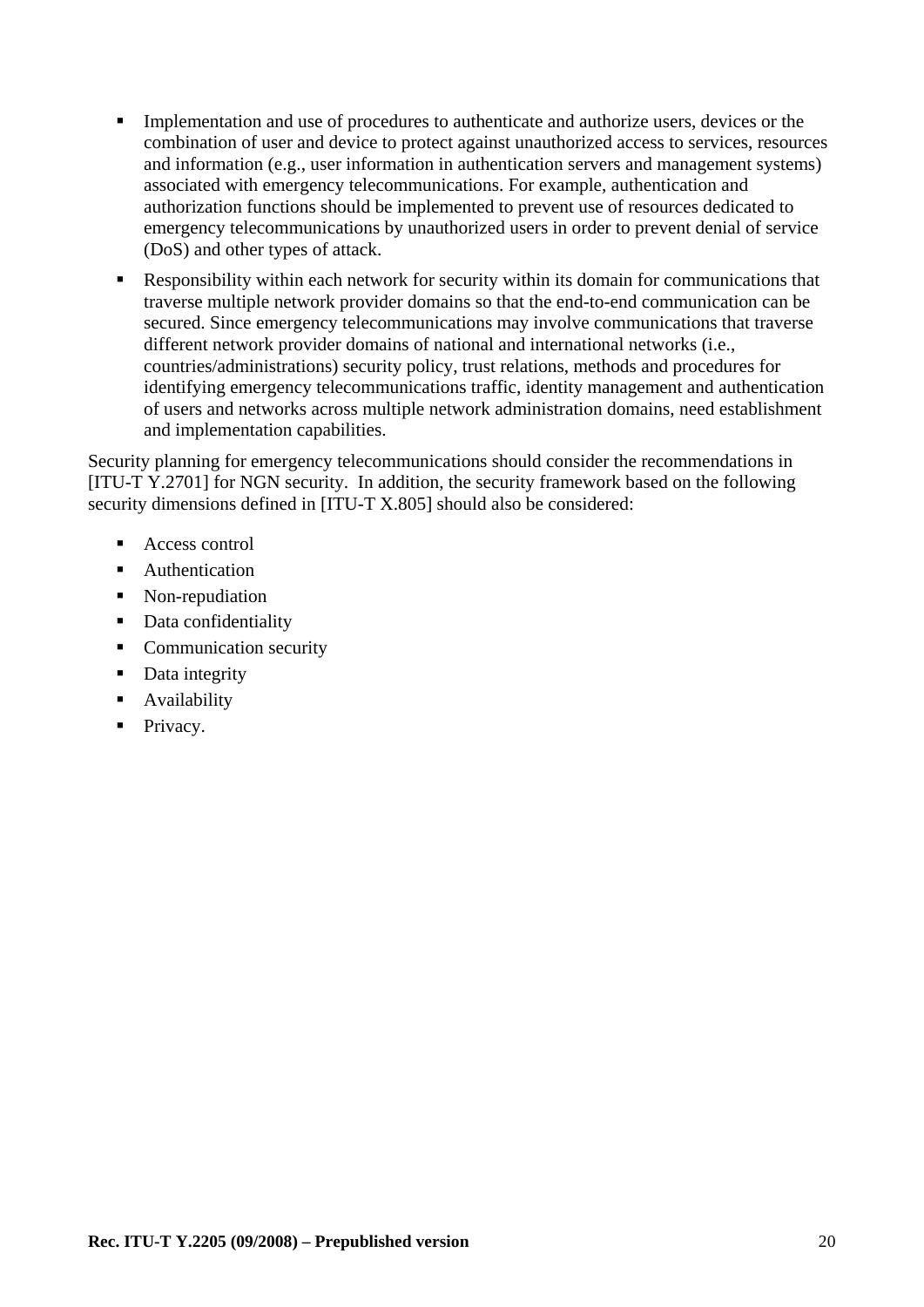- Implementation and use of procedures to authenticate and authorize users, devices or the combination of user and device to protect against unauthorized access to services, resources and information (e.g., user information in authentication servers and management systems) associated with emergency telecommunications. For example, authentication and authorization functions should be implemented to prevent use of resources dedicated to emergency telecommunications by unauthorized users in order to prevent denial of service (DoS) and other types of attack.
- Responsibility within each network for security within its domain for communications that traverse multiple network provider domains so that the end-to-end communication can be secured. Since emergency telecommunications may involve communications that traverse different network provider domains of national and international networks (i.e., countries/administrations) security policy, trust relations, methods and procedures for identifying emergency telecommunications traffic, identity management and authentication of users and networks across multiple network administration domains, need establishment and implementation capabilities.

Security planning for emergency telecommunications should consider the recommendations in [ITU-T Y.2701] for NGN security. In addition, the security framework based on the following security dimensions defined in [ITU-T X.805] should also be considered:

- Access control
- Authentication
- Non-repudiation
- Data confidentiality
- Communication security
- Data integrity
- Availability
- Privacy.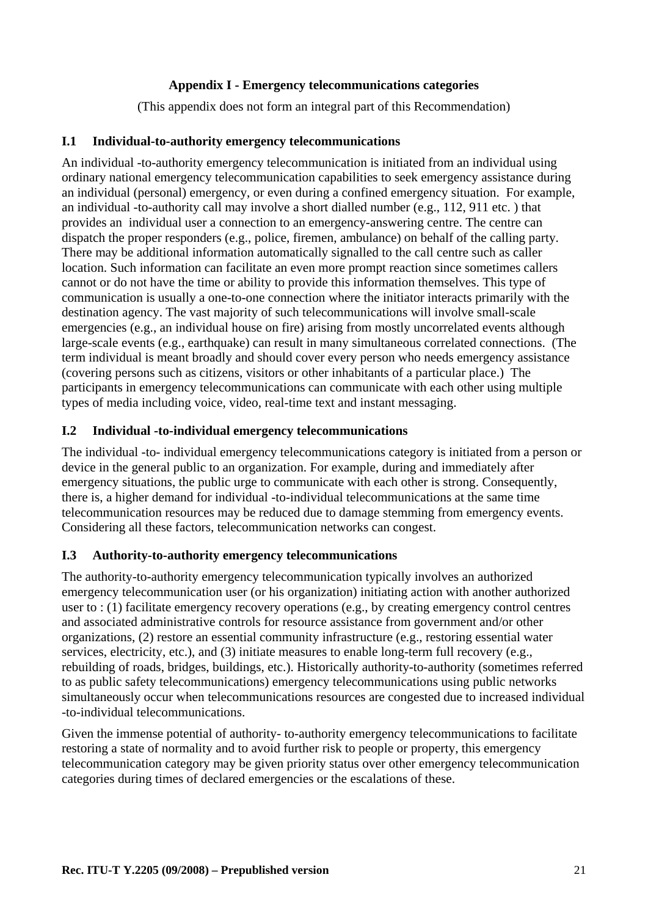## Appendix I - Emergency telecommunications categories

(This appendix does not form an integral part of this Recommendation)

### I.1 Individual-to-authority emergency telecommunications

An individual -to-authority emergency telecommunication is initiated from an individual using ordinary national emergency telecommunication capabilities to seek emergency assistance during an individual (personal) emergency, or even during a confined emergency situation. For example, an individual -to-authority call may involve a short dialled number (e.g., 112, 911 etc. ) that provides an individual user a connection to an emergency-answering centre. The centre can dispatch the proper responders (e.g., police, firemen, ambulance) on behalf of the calling party. There may be additional information automatically signalled to the call centre such as caller location. Such information can facilitate an even more prompt reaction since sometimes callers cannot or do not have the time or ability to provide this information themselves. This type of communication is usually a one-to-one connection where the initiator interacts primarily with the destination agency. The vast majority of such telecommunications will involve small-scale emergencies (e.g., an individual house on fire) arising from mostly uncorrelated events although large-scale events (e.g., earthquake) can result in many simultaneous correlated connections. (The term individual is meant broadly and should cover every person who needs emergency assistance (covering persons such as citizens, visitors or other inhabitants of a particular place.) The participants in emergency telecommunications can communicate with each other using multiple types of media including voice, video, real-time text and instant messaging.

### I.2 Individual -to-individual emergency telecommunications

The individual -to- individual emergency telecommunications category is initiated from a person or device in the general public to an organization. For example, during and immediately after emergency situations, the public urge to communicate with each other is strong. Consequently, there is, a higher demand for individual -to-individual telecommunications at the same time telecommunication resources may be reduced due to damage stemming from emergency events. Considering all these factors, telecommunication networks can congest.

### I.3 Authority-to-authority emergency telecommunications

The authority-to-authority emergency telecommunication typically involves an authorized emergency telecommunication user (or his organization) initiating action with another authorized user to : (1) facilitate emergency recovery operations (e.g., by creating emergency control centres and associated administrative controls for resource assistance from government and/or other organizations, (2) restore an essential community infrastructure (e.g., restoring essential water services, electricity, etc.), and (3) initiate measures to enable long-term full recovery (e.g., rebuilding of roads, bridges, buildings, etc.). Historically authority-to-authority (sometimes referred to as public safety telecommunications) emergency telecommunications using public networks simultaneously occur when telecommunications resources are congested due to increased individual -to-individual telecommunications.

Given the immense potential of authority- to-authority emergency telecommunications to facilitate restoring a state of normality and to avoid further risk to people or property, this emergency telecommunication category may be given priority status over other emergency telecommunication categories during times of declared emergencies or the escalations of these.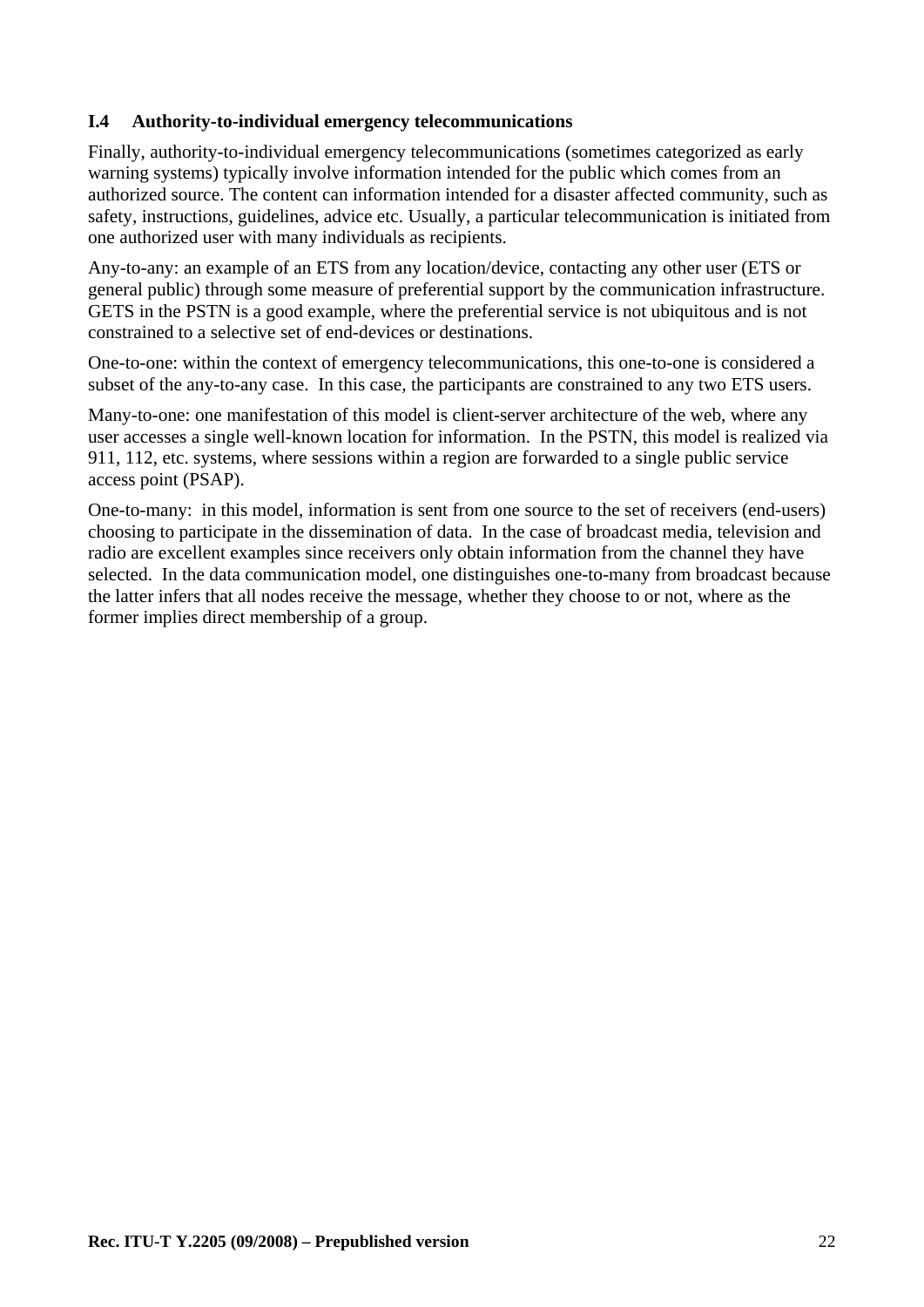### I.4 Authority-to-individual emergency telecommunications

Finally, authority-to-individual emergency telecommunications (sometimes categorized as early warning systems) typically involve information intended for the public which comes from an authorized source. The content can information intended for a disaster affected community, such as safety, instructions, guidelines, advice etc. Usually, a particular telecommunication is initiated from one authorized user with many individuals as recipients.

Any-to-any: an example of an ETS from any location/device, contacting any other user (ETS or general public) through some measure of preferential support by the communication infrastructure. GETS in the PSTN is a good example, where the preferential service is not ubiquitous and is not constrained to a selective set of end-devices or destinations.

One-to-one: within the context of emergency telecommunications, this one-to-one is considered a subset of the any-to-any case. In this case, the participants are constrained to any two ETS users.

Many-to-one: one manifestation of this model is client-server architecture of the web, where any user accesses a single well-known location for information. In the PSTN, this model is realized via 911, 112, etc. systems, where sessions within a region are forwarded to a single public service access point (PSAP).

One-to-many: in this model, information is sent from one source to the set of receivers (end-users) choosing to participate in the dissemination of data. In the case of broadcast media, television and radio are excellent examples since receivers only obtain information from the channel they have selected. In the data communication model, one distinguishes one-to-many from broadcast because the latter infers that all nodes receive the message, whether they choose to or not, where as the former implies direct membership of a group.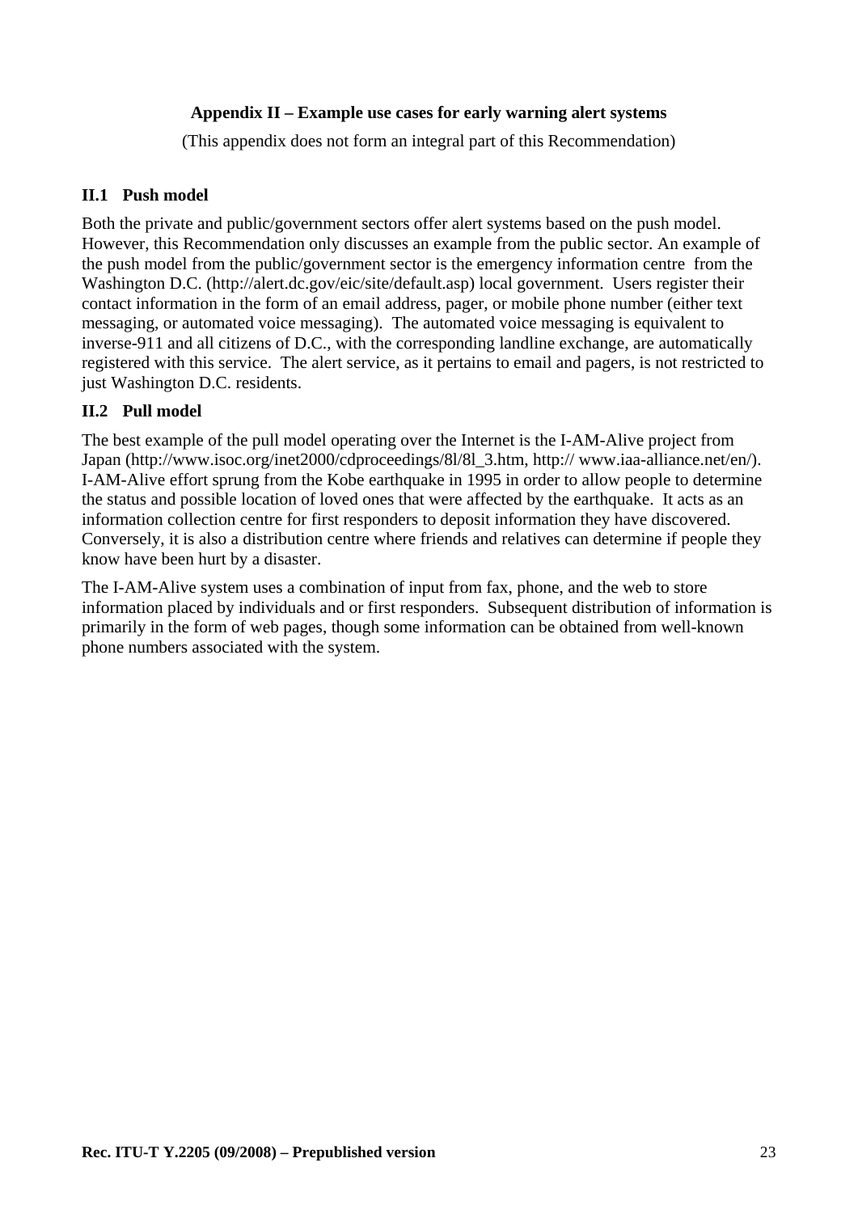# Appendix II – Example use cases for early warning alert systems

(This appendix does not form an integral part of this Recommendation)

## II.1 Push model

Both the private and public/government sectors offer alert systems based on the push model. However, this Recommendation only discusses an example from the public sector. An example of the push model from the public/government sector is the emergency information centre from the Washington D.C. (http://alert.dc.gov/eic/site/default.asp) local government. Users register their contact information in the form of an email address, pager, or mobile phone number (either text messaging, or automated voice messaging). The automated voice messaging is equivalent to inverse-911 and all citizens of D.C., with the corresponding landline exchange, are automatically registered with this service. The alert service, as it pertains to email and pagers, is not restricted to just Washington D.C. residents.

## II.2 Pull model

The best example of the pull model operating over the Internet is the I-AM-Alive project from Japan (http://www.isoc.org/inet2000/cdproceedings/8l/8l_3.htm, http:// www.iaa-alliance.net/en/). I-AM-Alive effort sprung from the Kobe earthquake in 1995 in order to allow people to determine the status and possible location of loved ones that were affected by the earthquake. It acts as an information collection centre for first responders to deposit information they have discovered. Conversely, it is also a distribution centre where friends and relatives can determine if people they know have been hurt by a disaster.

The I-AM-Alive system uses a combination of input from fax, phone, and the web to store information placed by individuals and or first responders. Subsequent distribution of information is primarily in the form of web pages, though some information can be obtained from well-known phone numbers associated with the system.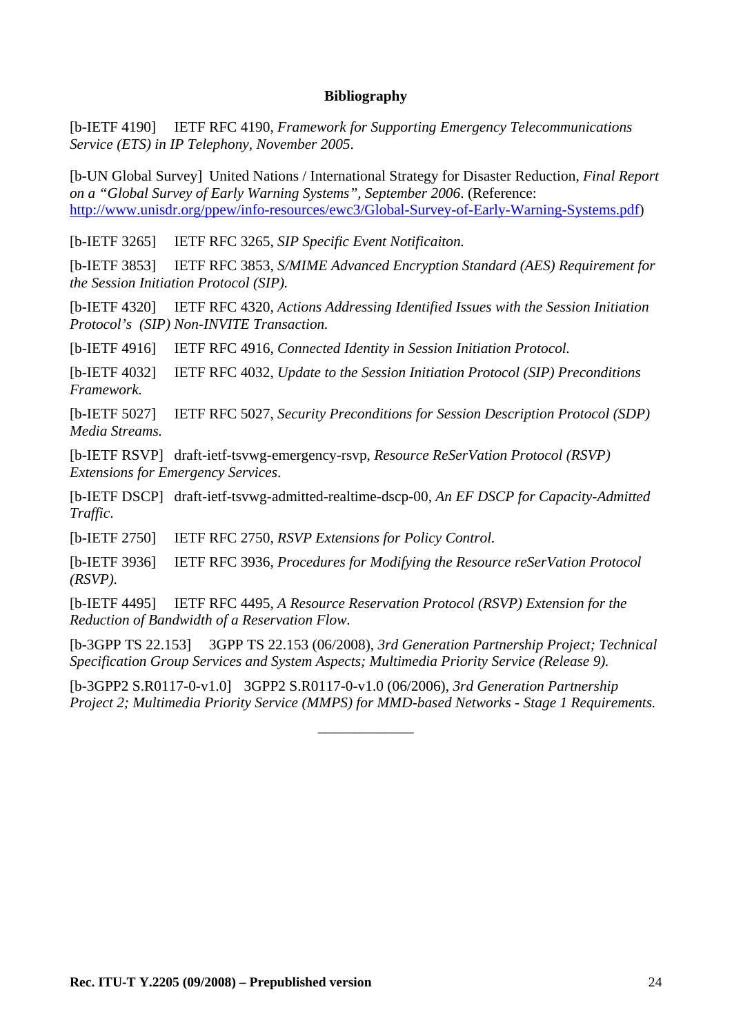# Bibliography

[b-IETF 4190] IETF RFC 4190, *Framework for Supporting Emergency Telecommunications Service (ETS) in IP Telephony*, *November 2005*.

[b-UN Global Survey] United Nations / International Strategy for Disaster Reduction, *Final Report on a "Global Survey of Early Warning Systems", September 2006*. (Reference: http://www.unisdr.org/ppew/info-resources/ewc3/Global-Survey-of-Early-Warning-Systems.pdf)

[b-IETF 3265] IETF RFC 3265, *SIP Specific Event Notificaiton.*

[b-IETF 3853] IETF RFC 3853, *S/MIME Advanced Encryption Standard (AES) Requirement for the Session Initiation Protocol (SIP).*

[b-IETF 4320] IETF RFC 4320, *Actions Addressing Identified Issues with the Session Initiation Protocol's (SIP) Non-INVITE Transaction.*

[b-IETF 4916] IETF RFC 4916, *Connected Identity in Session Initiation Protocol.*

[b-IETF 4032] IETF RFC 4032, *Update to the Session Initiation Protocol (SIP) Preconditions Framework.*

[b-IETF 5027] IETF RFC 5027, *Security Preconditions for Session Description Protocol (SDP) Media Streams.*

[b-IETF RSVP] draft-ietf-tsvwg-emergency-rsvp, *Resource ReSerVation Protocol (RSVP) Extensions for Emergency Services*.

[b-IETF DSCP] draft-ietf-tsvwg-admitted-realtime-dscp-00, *An EF DSCP for Capacity-Admitted Traffic*.

[b-IETF 2750] IETF RFC 2750, *RSVP Extensions for Policy Control.*

[b-IETF 3936] IETF RFC 3936, *Procedures for Modifying the Resource reSerVation Protocol (RSVP).*

[b-IETF 4495] IETF RFC 4495, *A Resource Reservation Protocol (RSVP) Extension for the Reduction of Bandwidth of a Reservation Flow.*

[b-3GPP TS 22.153] 3GPP TS 22.153 (06/2008), *3rd Generation Partnership Project; Technical Specification Group Services and System Aspects; Multimedia Priority Service (Release 9).*

[b-3GPP2 S.R0117-0-v1.0] 3GPP2 S.R0117-0-v1.0 (06/2006), *3rd Generation Partnership Project 2; Multimedia Priority Service (MMPS) for MMD-based Networks - Stage 1 Requirements.*